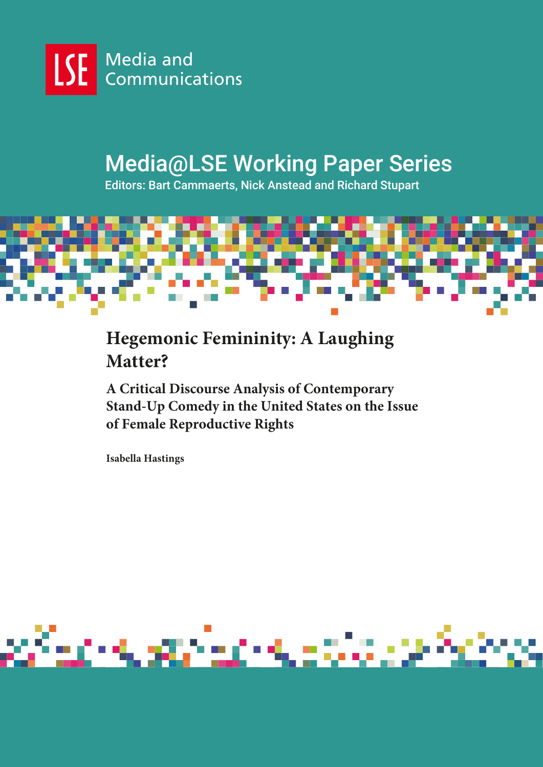LSE Media and Communications

# Media@LSE Working Paper Series

Editors: Bart Cammaerts, Nick Anstead and Richard Stupart

## Hegemonic Femininity: A Laughing Matter?

### A Critical Discourse Analysis of Contemporary Stand-Up Comedy in the United States on the Issue of Female Reproductive Rights

**Isabella Hastings**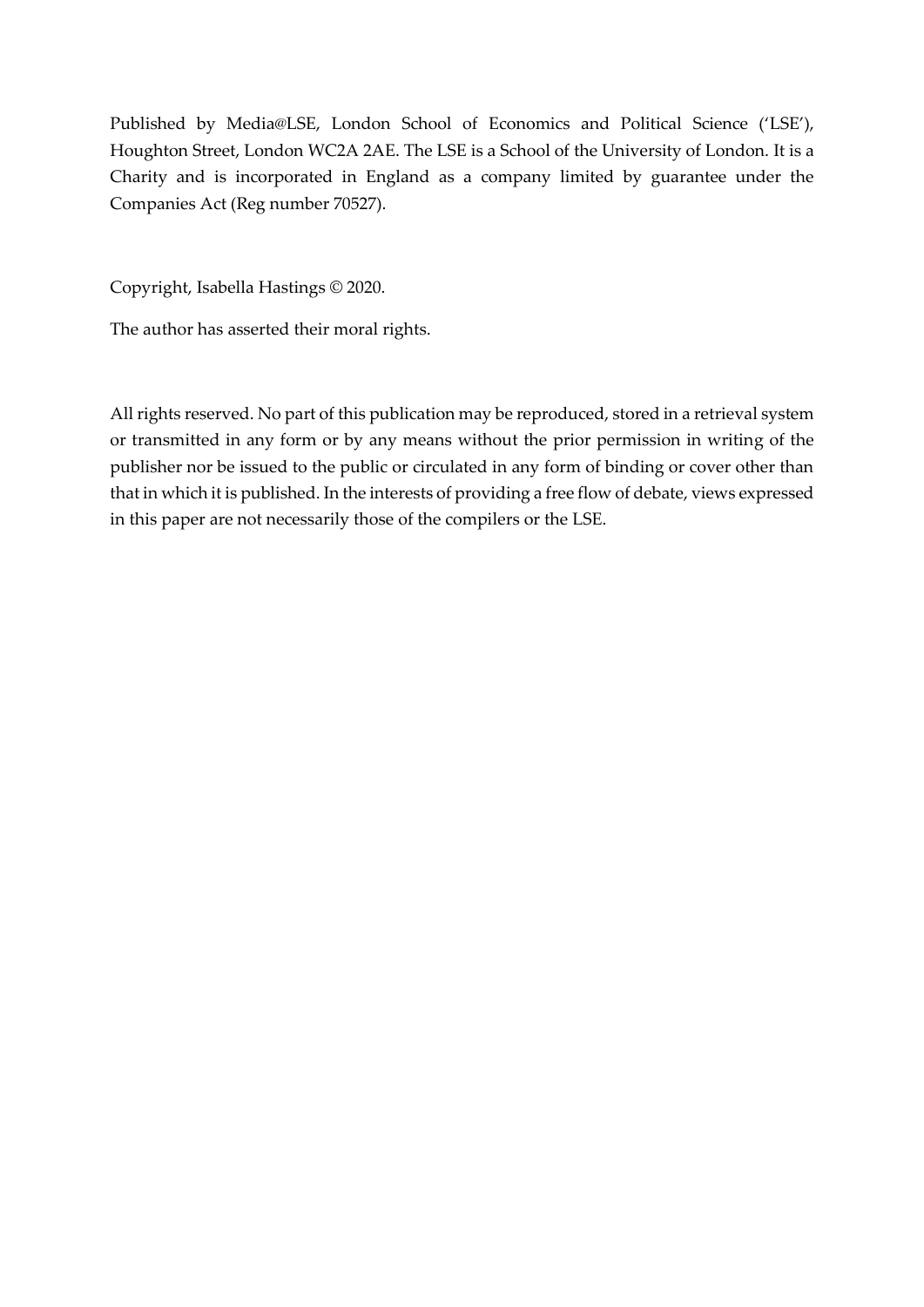Published by Media@LSE, London School of Economics and Political Science ('LSE'), Houghton Street, London WC2A 2AE. The LSE is a School of the University of London. It is a Charity and is incorporated in England as a company limited by guarantee under the Companies Act (Reg number 70527).

Copyright, Isabella Hastings © 2020.

The author has asserted their moral rights.

All rights reserved. No part of this publication may be reproduced, stored in a retrieval system or transmitted in any form or by any means without the prior permission in writing of the publisher nor be issued to the public or circulated in any form of binding or cover other than that in which it is published. In the interests of providing a free flow of debate, views expressed in this paper are not necessarily those of the compilers or the LSE.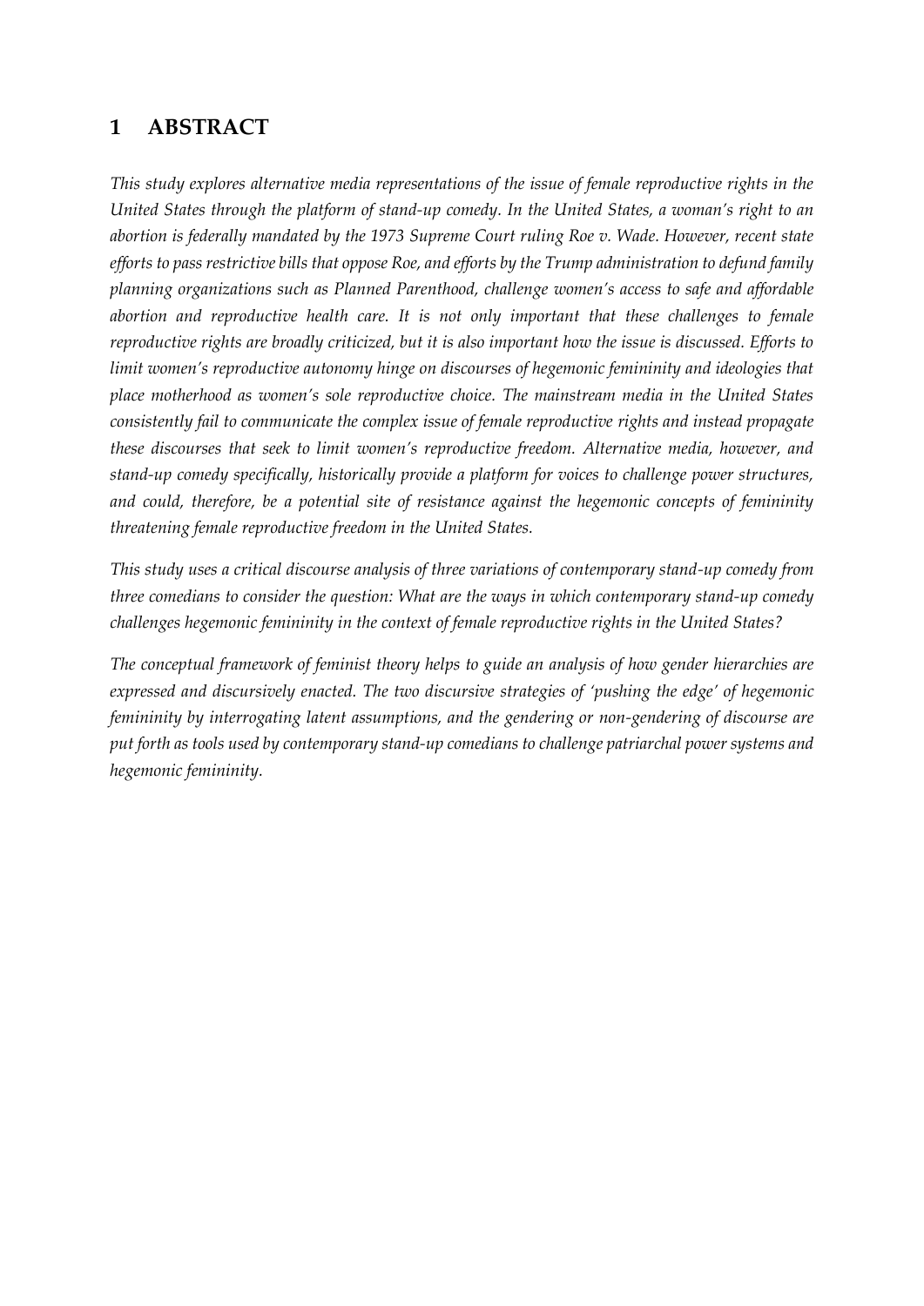# 1 ABSTRACT

*This study explores alternative media representations of the issue of female reproductive rights in the United States through the platform of stand-up comedy. In the United States, a woman's right to an abortion is federally mandated by the 1973 Supreme Court ruling Roe v. Wade. However, recent state efforts to pass restrictive bills that oppose Roe, and efforts by the Trump administration to defund family planning organizations such as Planned Parenthood, challenge women's access to safe and affordable abortion and reproductive health care. It is not only important that these challenges to female reproductive rights are broadly criticized, but it is also important how the issue is discussed. Efforts to limit women's reproductive autonomy hinge on discourses of hegemonic femininity and ideologies that place motherhood as women's sole reproductive choice. The mainstream media in the United States consistently fail to communicate the complex issue of female reproductive rights and instead propagate these discourses that seek to limit women's reproductive freedom. Alternative media, however, and stand-up comedy specifically, historically provide a platform for voices to challenge power structures, and could, therefore, be a potential site of resistance against the hegemonic concepts of femininity threatening female reproductive freedom in the United States.*

*This study uses a critical discourse analysis of three variations of contemporary stand-up comedy from three comedians to consider the question: What are the ways in which contemporary stand-up comedy challenges hegemonic femininity in the context of female reproductive rights in the United States?*

*The conceptual framework of feminist theory helps to guide an analysis of how gender hierarchies are expressed and discursively enacted. The two discursive strategies of 'pushing the edge' of hegemonic femininity by interrogating latent assumptions, and the gendering or non-gendering of discourse are put forth as tools used by contemporary stand-up comedians to challenge patriarchal power systems and hegemonic femininity.*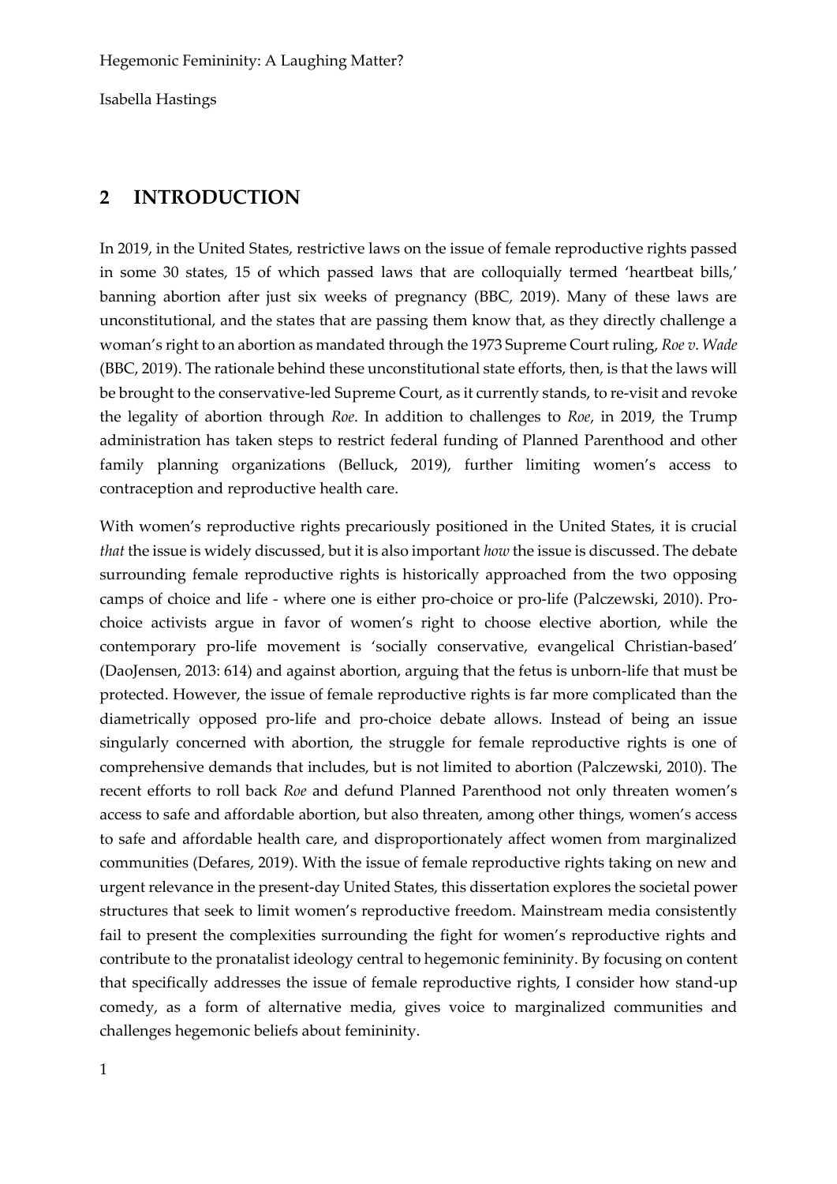## 2 INTRODUCTION

In 2019, in the United States, restrictive laws on the issue of female reproductive rights passed in some 30 states, 15 of which passed laws that are colloquially termed 'heartbeat bills,' banning abortion after just six weeks of pregnancy (BBC, 2019). Many of these laws are unconstitutional, and the states that are passing them know that, as they directly challenge a woman's right to an abortion as mandated through the 1973 Supreme Court ruling, *Roe v. Wade* (BBC, 2019). The rationale behind these unconstitutional state efforts, then, is that the laws will be brought to the conservative-led Supreme Court, as it currently stands, to re-visit and revoke the legality of abortion through *Roe*. In addition to challenges to *Roe*, in 2019, the Trump administration has taken steps to restrict federal funding of Planned Parenthood and other family planning organizations (Belluck, 2019), further limiting women's access to contraception and reproductive health care.

With women's reproductive rights precariously positioned in the United States, it is crucial *that* the issue is widely discussed, but it is also important *how* the issue is discussed. The debate surrounding female reproductive rights is historically approached from the two opposing camps of choice and life - where one is either pro-choice or pro-life (Palczewski, 2010). Pro-choice activists argue in favor of women's right to choose elective abortion, while the contemporary pro-life movement is 'socially conservative, evangelical Christian-based' (DaoJensen, 2013: 614) and against abortion, arguing that the fetus is unborn-life that must be protected. However, the issue of female reproductive rights is far more complicated than the diametrically opposed pro-life and pro-choice debate allows. Instead of being an issue singularly concerned with abortion, the struggle for female reproductive rights is one of comprehensive demands that includes, but is not limited to abortion (Palczewski, 2010). The recent efforts to roll back *Roe* and defund Planned Parenthood not only threaten women's access to safe and affordable abortion, but also threaten, among other things, women's access to safe and affordable health care, and disproportionately affect women from marginalized communities (Defares, 2019). With the issue of female reproductive rights taking on new and urgent relevance in the present-day United States, this dissertation explores the societal power structures that seek to limit women's reproductive freedom. Mainstream media consistently fail to present the complexities surrounding the fight for women's reproductive rights and contribute to the pronatalist ideology central to hegemonic femininity. By focusing on content that specifically addresses the issue of female reproductive rights, I consider how stand-up comedy, as a form of alternative media, gives voice to marginalized communities and challenges hegemonic beliefs about femininity.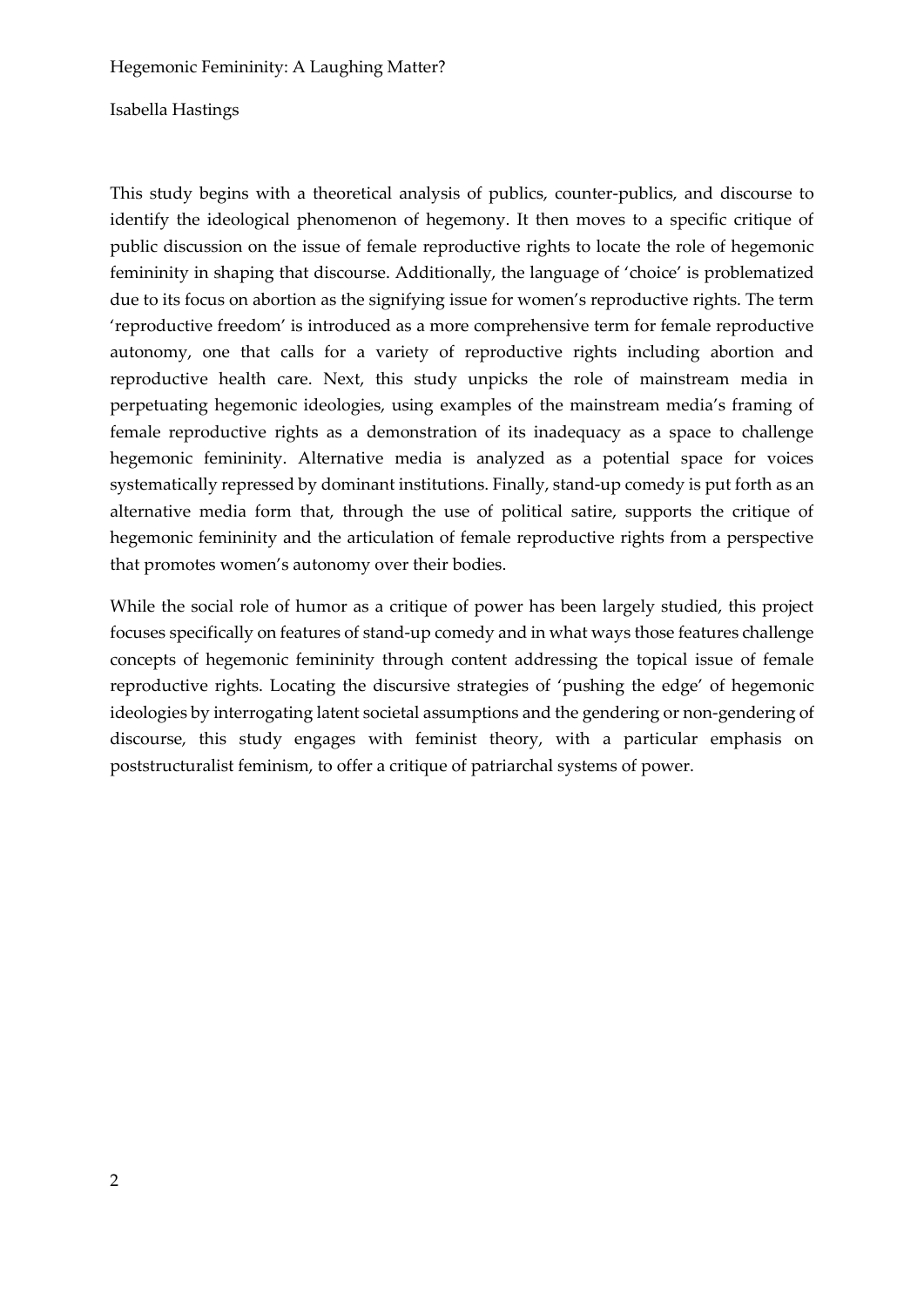Hegemonic Femininity: A Laughing Matter?

Isabella Hastings

This study begins with a theoretical analysis of publics, counter-publics, and discourse to identify the ideological phenomenon of hegemony. It then moves to a specific critique of public discussion on the issue of female reproductive rights to locate the role of hegemonic femininity in shaping that discourse. Additionally, the language of 'choice' is problematized due to its focus on abortion as the signifying issue for women's reproductive rights. The term 'reproductive freedom' is introduced as a more comprehensive term for female reproductive autonomy, one that calls for a variety of reproductive rights including abortion and reproductive health care. Next, this study unpicks the role of mainstream media in perpetuating hegemonic ideologies, using examples of the mainstream media's framing of female reproductive rights as a demonstration of its inadequacy as a space to challenge hegemonic femininity. Alternative media is analyzed as a potential space for voices systematically repressed by dominant institutions. Finally, stand-up comedy is put forth as an alternative media form that, through the use of political satire, supports the critique of hegemonic femininity and the articulation of female reproductive rights from a perspective that promotes women's autonomy over their bodies.

While the social role of humor as a critique of power has been largely studied, this project focuses specifically on features of stand-up comedy and in what ways those features challenge concepts of hegemonic femininity through content addressing the topical issue of female reproductive rights. Locating the discursive strategies of 'pushing the edge' of hegemonic ideologies by interrogating latent societal assumptions and the gendering or non-gendering of discourse, this study engages with feminist theory, with a particular emphasis on poststructuralist feminism, to offer a critique of patriarchal systems of power.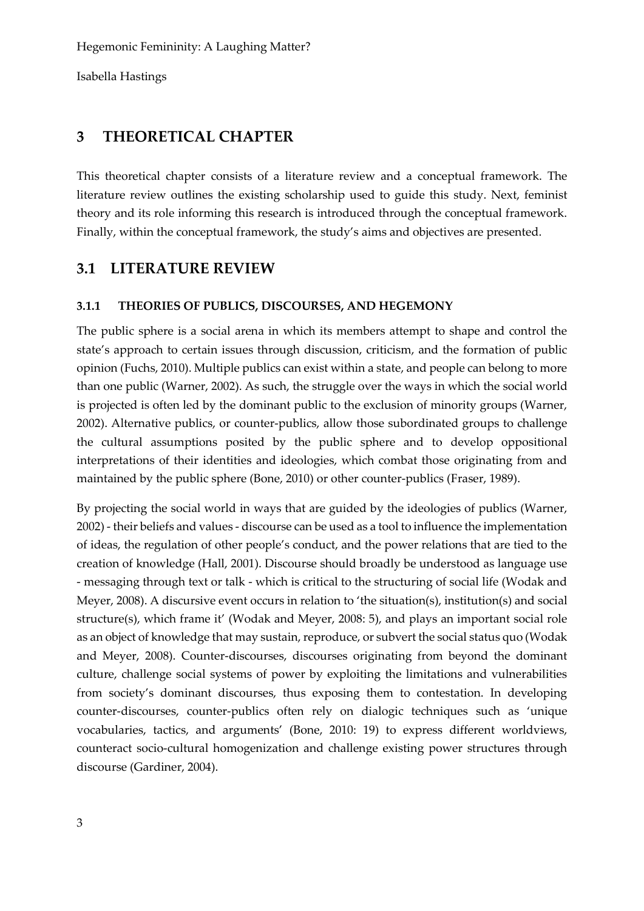## 3 THEORETICAL CHAPTER

This theoretical chapter consists of a literature review and a conceptual framework. The literature review outlines the existing scholarship used to guide this study. Next, feminist theory and its role informing this research is introduced through the conceptual framework. Finally, within the conceptual framework, the study's aims and objectives are presented.

## 3.1 LITERATURE REVIEW

### 3.1.1 THEORIES OF PUBLICS, DISCOURSES, AND HEGEMONY

The public sphere is a social arena in which its members attempt to shape and control the state's approach to certain issues through discussion, criticism, and the formation of public opinion (Fuchs, 2010). Multiple publics can exist within a state, and people can belong to more than one public (Warner, 2002). As such, the struggle over the ways in which the social world is projected is often led by the dominant public to the exclusion of minority groups (Warner, 2002). Alternative publics, or counter-publics, allow those subordinated groups to challenge the cultural assumptions posited by the public sphere and to develop oppositional interpretations of their identities and ideologies, which combat those originating from and maintained by the public sphere (Bone, 2010) or other counter-publics (Fraser, 1989).

By projecting the social world in ways that are guided by the ideologies of publics (Warner, 2002) - their beliefs and values - discourse can be used as a tool to influence the implementation of ideas, the regulation of other people's conduct, and the power relations that are tied to the creation of knowledge (Hall, 2001). Discourse should broadly be understood as language use - messaging through text or talk - which is critical to the structuring of social life (Wodak and Meyer, 2008). A discursive event occurs in relation to 'the situation(s), institution(s) and social structure(s), which frame it' (Wodak and Meyer, 2008: 5), and plays an important social role as an object of knowledge that may sustain, reproduce, or subvert the social status quo (Wodak and Meyer, 2008). Counter-discourses, discourses originating from beyond the dominant culture, challenge social systems of power by exploiting the limitations and vulnerabilities from society's dominant discourses, thus exposing them to contestation. In developing counter-discourses, counter-publics often rely on dialogic techniques such as 'unique vocabularies, tactics, and arguments' (Bone, 2010: 19) to express different worldviews, counteract socio-cultural homogenization and challenge existing power structures through discourse (Gardiner, 2004).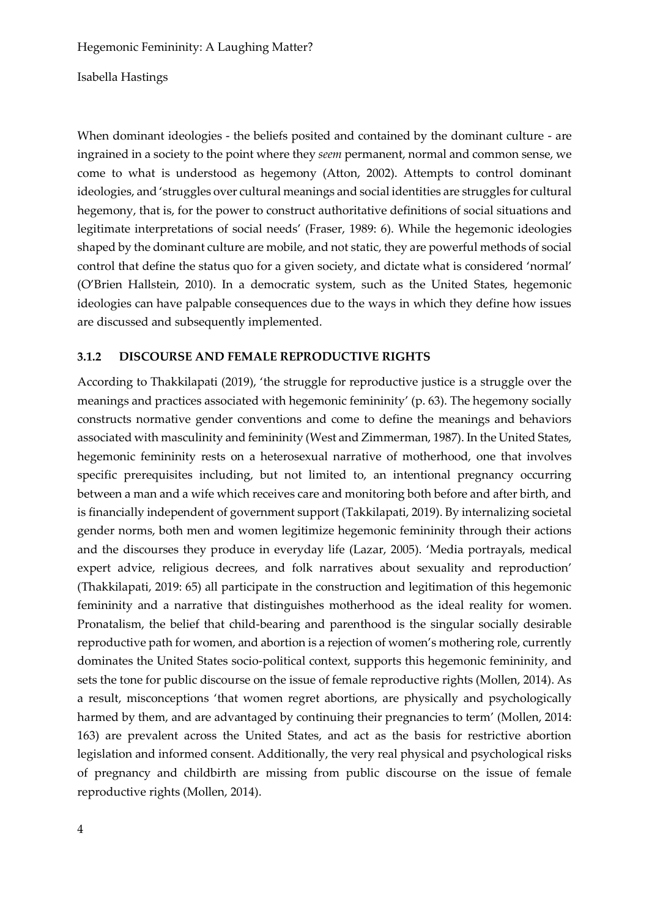When dominant ideologies - the beliefs posited and contained by the dominant culture - are ingrained in a society to the point where they *seem* permanent, normal and common sense, we come to what is understood as hegemony (Atton, 2002). Attempts to control dominant ideologies, and 'struggles over cultural meanings and social identities are struggles for cultural hegemony, that is, for the power to construct authoritative definitions of social situations and legitimate interpretations of social needs' (Fraser, 1989: 6). While the hegemonic ideologies shaped by the dominant culture are mobile, and not static, they are powerful methods of social control that define the status quo for a given society, and dictate what is considered 'normal' (O'Brien Hallstein, 2010). In a democratic system, such as the United States, hegemonic ideologies can have palpable consequences due to the ways in which they define how issues are discussed and subsequently implemented.

### 3.1.2 DISCOURSE AND FEMALE REPRODUCTIVE RIGHTS

According to Thakkilapati (2019), 'the struggle for reproductive justice is a struggle over the meanings and practices associated with hegemonic femininity' (p. 63). The hegemony socially constructs normative gender conventions and come to define the meanings and behaviors associated with masculinity and femininity (West and Zimmerman, 1987). In the United States, hegemonic femininity rests on a heterosexual narrative of motherhood, one that involves specific prerequisites including, but not limited to, an intentional pregnancy occurring between a man and a wife which receives care and monitoring both before and after birth, and is financially independent of government support (Takkilapati, 2019). By internalizing societal gender norms, both men and women legitimize hegemonic femininity through their actions and the discourses they produce in everyday life (Lazar, 2005). 'Media portrayals, medical expert advice, religious decrees, and folk narratives about sexuality and reproduction' (Thakkilapati, 2019: 65) all participate in the construction and legitimation of this hegemonic femininity and a narrative that distinguishes motherhood as the ideal reality for women. Pronatalism, the belief that child-bearing and parenthood is the singular socially desirable reproductive path for women, and abortion is a rejection of women's mothering role, currently dominates the United States socio-political context, supports this hegemonic femininity, and sets the tone for public discourse on the issue of female reproductive rights (Mollen, 2014). As a result, misconceptions 'that women regret abortions, are physically and psychologically harmed by them, and are advantaged by continuing their pregnancies to term' (Mollen, 2014: 163) are prevalent across the United States, and act as the basis for restrictive abortion legislation and informed consent. Additionally, the very real physical and psychological risks of pregnancy and childbirth are missing from public discourse on the issue of female reproductive rights (Mollen, 2014).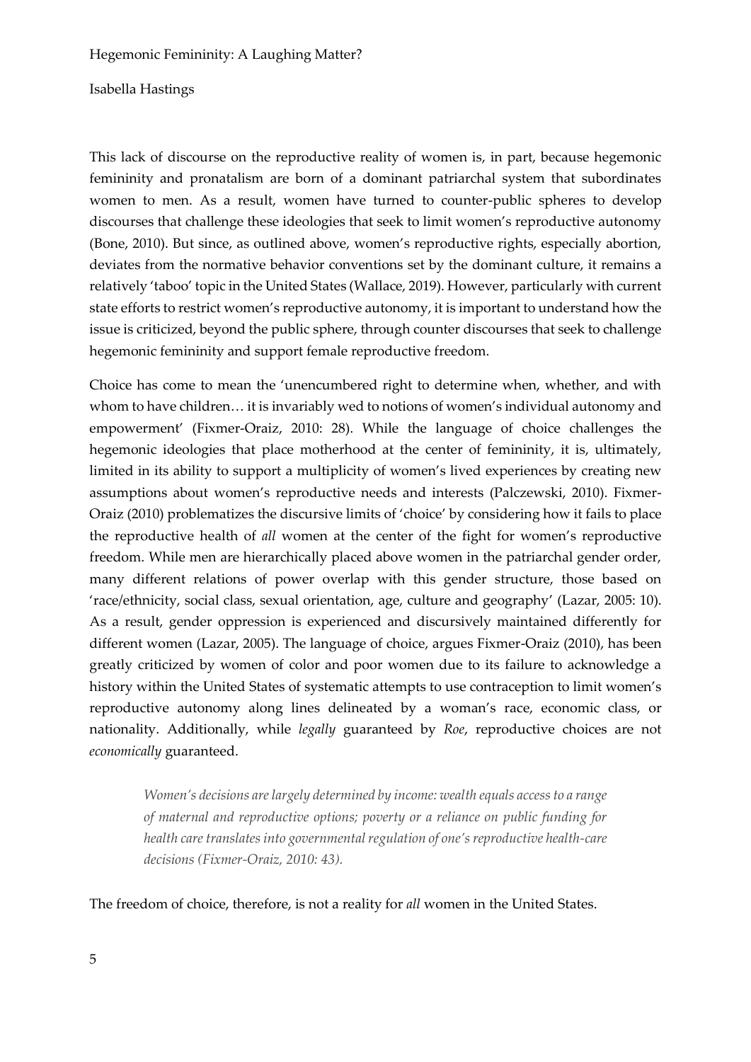This lack of discourse on the reproductive reality of women is, in part, because hegemonic femininity and pronatalism are born of a dominant patriarchal system that subordinates women to men. As a result, women have turned to counter-public spheres to develop discourses that challenge these ideologies that seek to limit women's reproductive autonomy (Bone, 2010). But since, as outlined above, women's reproductive rights, especially abortion, deviates from the normative behavior conventions set by the dominant culture, it remains a relatively 'taboo' topic in the United States (Wallace, 2019). However, particularly with current state efforts to restrict women's reproductive autonomy, it is important to understand how the issue is criticized, beyond the public sphere, through counter discourses that seek to challenge hegemonic femininity and support female reproductive freedom.

Choice has come to mean the 'unencumbered right to determine when, whether, and with whom to have children… it is invariably wed to notions of women's individual autonomy and empowerment' (Fixmer-Oraiz, 2010: 28). While the language of choice challenges the hegemonic ideologies that place motherhood at the center of femininity, it is, ultimately, limited in its ability to support a multiplicity of women's lived experiences by creating new assumptions about women's reproductive needs and interests (Palczewski, 2010). Fixmer-Oraiz (2010) problematizes the discursive limits of 'choice' by considering how it fails to place the reproductive health of *all* women at the center of the fight for women's reproductive freedom. While men are hierarchically placed above women in the patriarchal gender order, many different relations of power overlap with this gender structure, those based on 'race/ethnicity, social class, sexual orientation, age, culture and geography' (Lazar, 2005: 10). As a result, gender oppression is experienced and discursively maintained differently for different women (Lazar, 2005). The language of choice, argues Fixmer-Oraiz (2010), has been greatly criticized by women of color and poor women due to its failure to acknowledge a history within the United States of systematic attempts to use contraception to limit women's reproductive autonomy along lines delineated by a woman's race, economic class, or nationality. Additionally, while *legally* guaranteed by *Roe*, reproductive choices are not *economically* guaranteed.

> *Women's decisions are largely determined by income: wealth equals access to a range of maternal and reproductive options; poverty or a reliance on public funding for health care translates into governmental regulation of one's reproductive health-care decisions (Fixmer-Oraiz, 2010: 43).*

The freedom of choice, therefore, is not a reality for *all* women in the United States.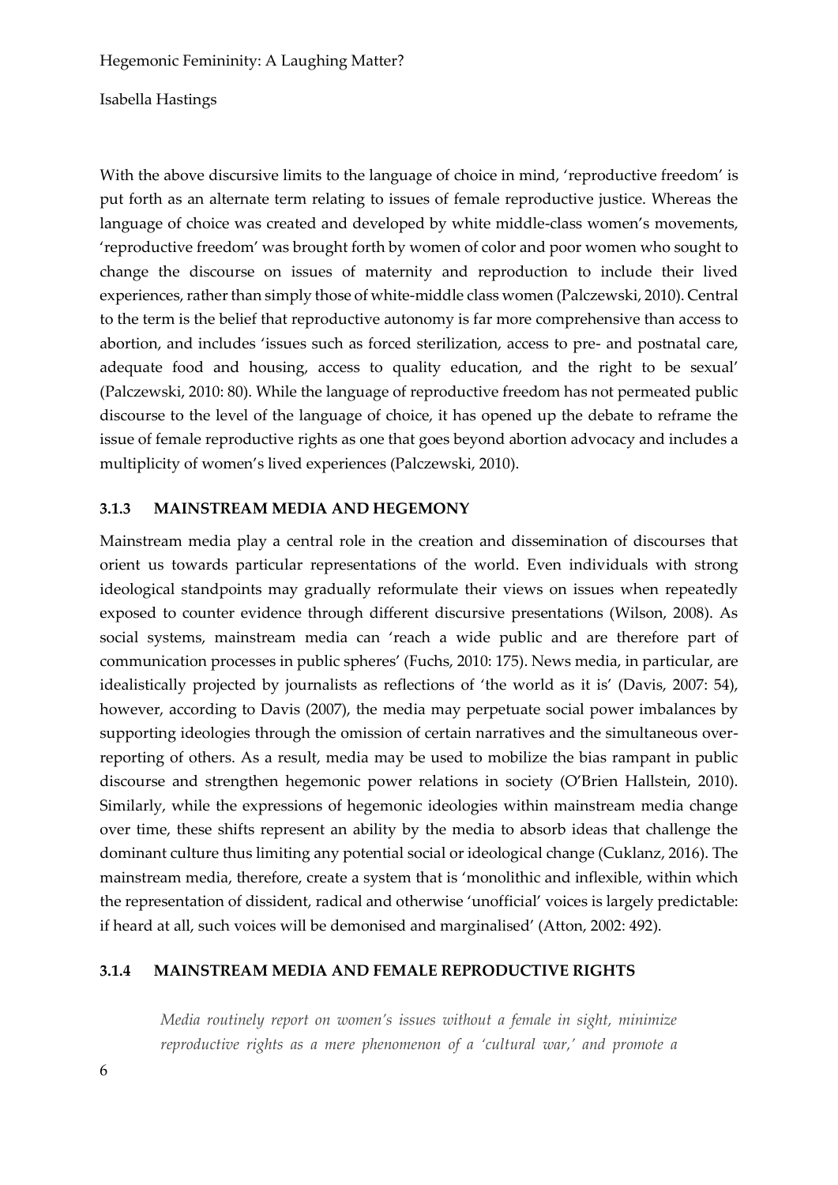With the above discursive limits to the language of choice in mind, 'reproductive freedom' is put forth as an alternate term relating to issues of female reproductive justice. Whereas the language of choice was created and developed by white middle-class women's movements, 'reproductive freedom' was brought forth by women of color and poor women who sought to change the discourse on issues of maternity and reproduction to include their lived experiences, rather than simply those of white-middle class women (Palczewski, 2010). Central to the term is the belief that reproductive autonomy is far more comprehensive than access to abortion, and includes 'issues such as forced sterilization, access to pre- and postnatal care, adequate food and housing, access to quality education, and the right to be sexual' (Palczewski, 2010: 80). While the language of reproductive freedom has not permeated public discourse to the level of the language of choice, it has opened up the debate to reframe the issue of female reproductive rights as one that goes beyond abortion advocacy and includes a multiplicity of women's lived experiences (Palczewski, 2010).

### 3.1.3 MAINSTREAM MEDIA AND HEGEMONY

Mainstream media play a central role in the creation and dissemination of discourses that orient us towards particular representations of the world. Even individuals with strong ideological standpoints may gradually reformulate their views on issues when repeatedly exposed to counter evidence through different discursive presentations (Wilson, 2008). As social systems, mainstream media can 'reach a wide public and are therefore part of communication processes in public spheres' (Fuchs, 2010: 175). News media, in particular, are idealistically projected by journalists as reflections of 'the world as it is' (Davis, 2007: 54), however, according to Davis (2007), the media may perpetuate social power imbalances by supporting ideologies through the omission of certain narratives and the simultaneous over-reporting of others. As a result, media may be used to mobilize the bias rampant in public discourse and strengthen hegemonic power relations in society (O'Brien Hallstein, 2010). Similarly, while the expressions of hegemonic ideologies within mainstream media change over time, these shifts represent an ability by the media to absorb ideas that challenge the dominant culture thus limiting any potential social or ideological change (Cuklanz, 2016). The mainstream media, therefore, create a system that is 'monolithic and inflexible, within which the representation of dissident, radical and otherwise 'unofficial' voices is largely predictable: if heard at all, such voices will be demonised and marginalised' (Atton, 2002: 492).

### 3.1.4 MAINSTREAM MEDIA AND FEMALE REPRODUCTIVE RIGHTS

> *Media routinely report on women's issues without a female in sight, minimize reproductive rights as a mere phenomenon of a 'cultural war,' and promote a*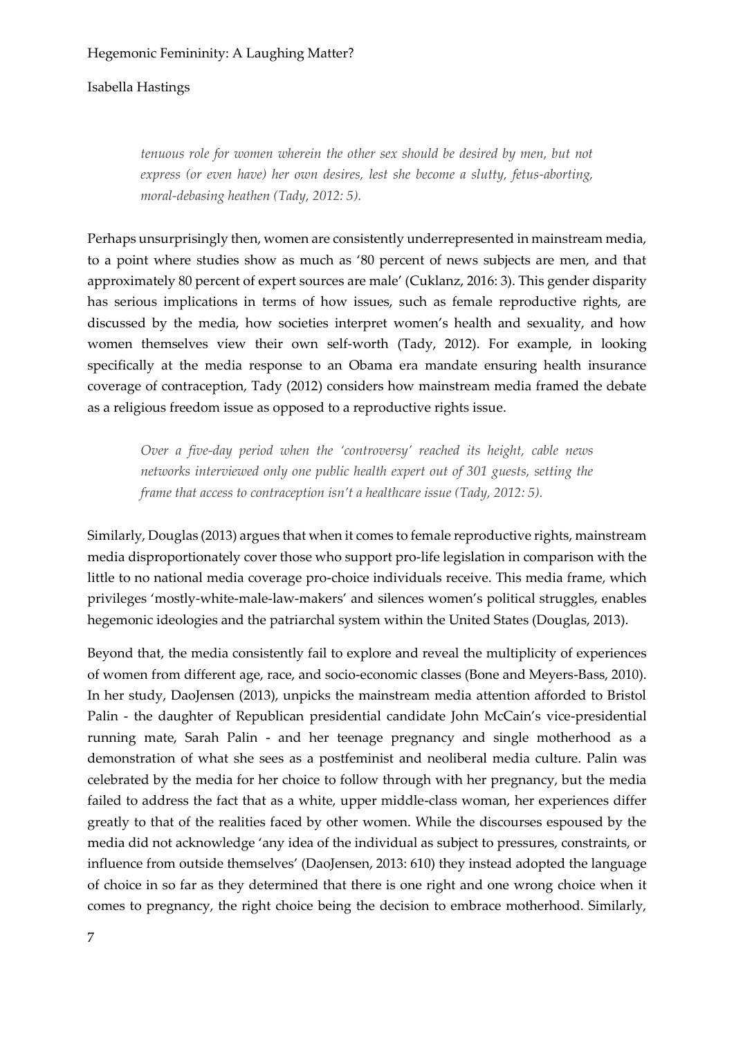> *tenuous role for women wherein the other sex should be desired by men, but not express (or even have) her own desires, lest she become a slutty, fetus-aborting, moral-debasing heathen (Tady, 2012: 5).*

Perhaps unsurprisingly then, women are consistently underrepresented in mainstream media, to a point where studies show as much as '80 percent of news subjects are men, and that approximately 80 percent of expert sources are male' (Cuklanz, 2016: 3). This gender disparity has serious implications in terms of how issues, such as female reproductive rights, are discussed by the media, how societies interpret women's health and sexuality, and how women themselves view their own self-worth (Tady, 2012). For example, in looking specifically at the media response to an Obama era mandate ensuring health insurance coverage of contraception, Tady (2012) considers how mainstream media framed the debate as a religious freedom issue as opposed to a reproductive rights issue.

> *Over a five-day period when the 'controversy' reached its height, cable news networks interviewed only one public health expert out of 301 guests, setting the frame that access to contraception isn't a healthcare issue (Tady, 2012: 5).*

Similarly, Douglas (2013) argues that when it comes to female reproductive rights, mainstream media disproportionately cover those who support pro-life legislation in comparison with the little to no national media coverage pro-choice individuals receive. This media frame, which privileges 'mostly-white-male-law-makers' and silences women's political struggles, enables hegemonic ideologies and the patriarchal system within the United States (Douglas, 2013).

Beyond that, the media consistently fail to explore and reveal the multiplicity of experiences of women from different age, race, and socio-economic classes (Bone and Meyers-Bass, 2010). In her study, DaoJensen (2013), unpicks the mainstream media attention afforded to Bristol Palin - the daughter of Republican presidential candidate John McCain's vice-presidential running mate, Sarah Palin - and her teenage pregnancy and single motherhood as a demonstration of what she sees as a postfeminist and neoliberal media culture. Palin was celebrated by the media for her choice to follow through with her pregnancy, but the media failed to address the fact that as a white, upper middle-class woman, her experiences differ greatly to that of the realities faced by other women. While the discourses espoused by the media did not acknowledge 'any idea of the individual as subject to pressures, constraints, or influence from outside themselves' (DaoJensen, 2013: 610) they instead adopted the language of choice in so far as they determined that there is one right and one wrong choice when it comes to pregnancy, the right choice being the decision to embrace motherhood. Similarly,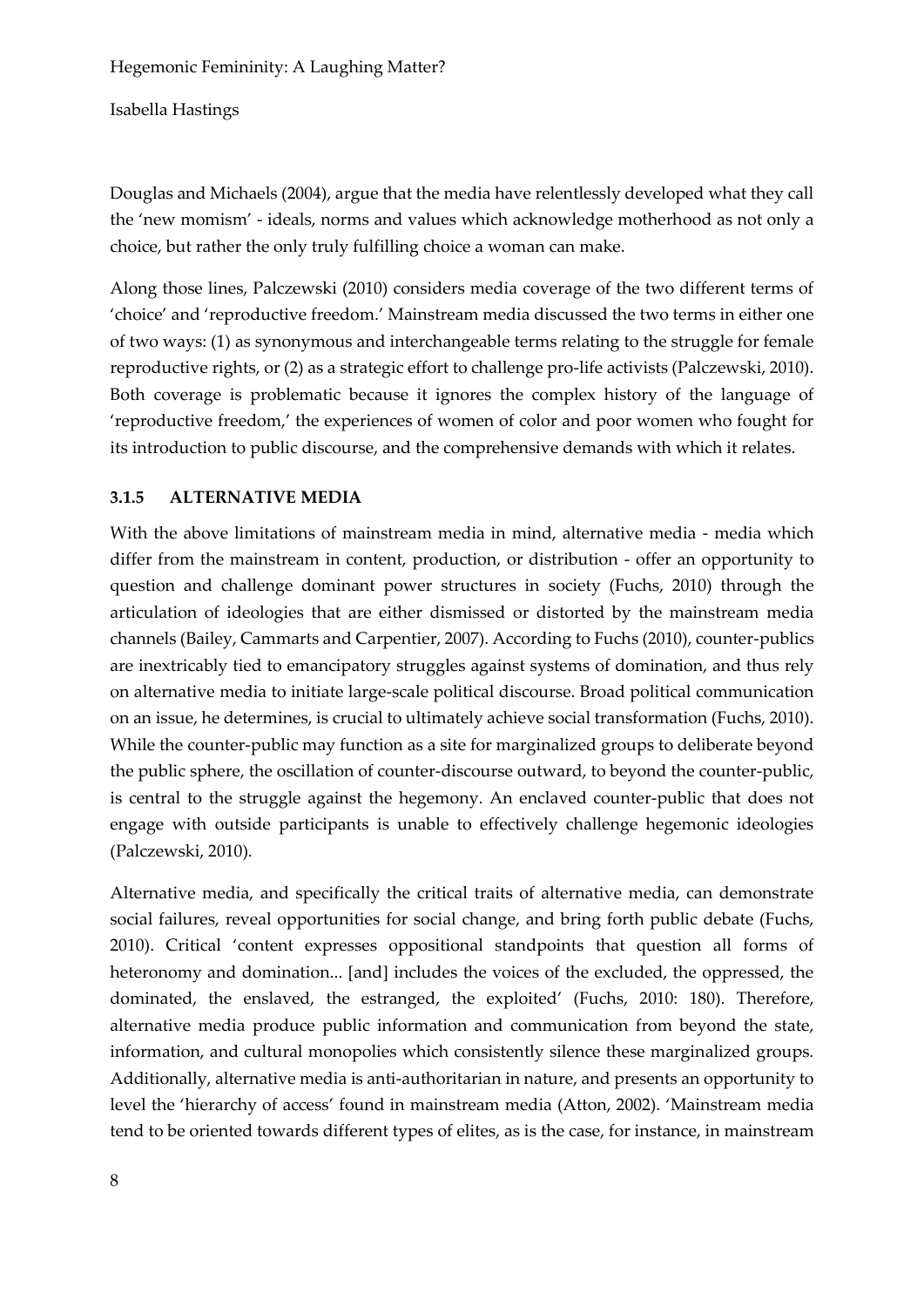Douglas and Michaels (2004), argue that the media have relentlessly developed what they call the 'new momism' - ideals, norms and values which acknowledge motherhood as not only a choice, but rather the only truly fulfilling choice a woman can make.

Along those lines, Palczewski (2010) considers media coverage of the two different terms of 'choice' and 'reproductive freedom.' Mainstream media discussed the two terms in either one of two ways: (1) as synonymous and interchangeable terms relating to the struggle for female reproductive rights, or (2) as a strategic effort to challenge pro-life activists (Palczewski, 2010). Both coverage is problematic because it ignores the complex history of the language of 'reproductive freedom,' the experiences of women of color and poor women who fought for its introduction to public discourse, and the comprehensive demands with which it relates.

### 3.1.5 ALTERNATIVE MEDIA

With the above limitations of mainstream media in mind, alternative media - media which differ from the mainstream in content, production, or distribution - offer an opportunity to question and challenge dominant power structures in society (Fuchs, 2010) through the articulation of ideologies that are either dismissed or distorted by the mainstream media channels (Bailey, Cammarts and Carpentier, 2007). According to Fuchs (2010), counter-publics are inextricably tied to emancipatory struggles against systems of domination, and thus rely on alternative media to initiate large-scale political discourse. Broad political communication on an issue, he determines, is crucial to ultimately achieve social transformation (Fuchs, 2010). While the counter-public may function as a site for marginalized groups to deliberate beyond the public sphere, the oscillation of counter-discourse outward, to beyond the counter-public, is central to the struggle against the hegemony. An enclaved counter-public that does not engage with outside participants is unable to effectively challenge hegemonic ideologies (Palczewski, 2010).

Alternative media, and specifically the critical traits of alternative media, can demonstrate social failures, reveal opportunities for social change, and bring forth public debate (Fuchs, 2010). Critical 'content expresses oppositional standpoints that question all forms of heteronomy and domination... [and] includes the voices of the excluded, the oppressed, the dominated, the enslaved, the estranged, the exploited' (Fuchs, 2010: 180). Therefore, alternative media produce public information and communication from beyond the state, information, and cultural monopolies which consistently silence these marginalized groups. Additionally, alternative media is anti-authoritarian in nature, and presents an opportunity to level the 'hierarchy of access' found in mainstream media (Atton, 2002). 'Mainstream media tend to be oriented towards different types of elites, as is the case, for instance, in mainstream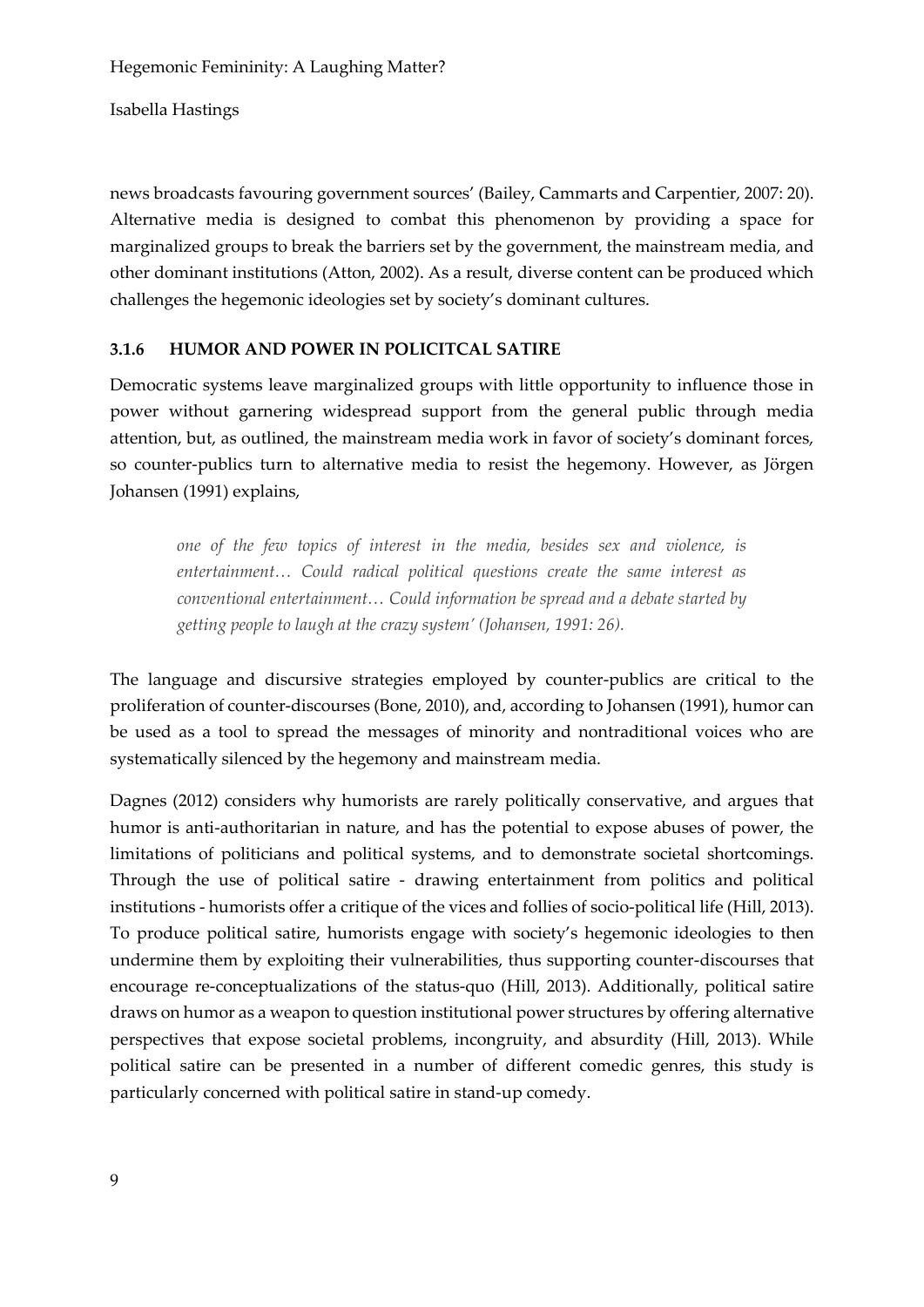news broadcasts favouring government sources' (Bailey, Cammarts and Carpentier, 2007: 20). Alternative media is designed to combat this phenomenon by providing a space for marginalized groups to break the barriers set by the government, the mainstream media, and other dominant institutions (Atton, 2002). As a result, diverse content can be produced which challenges the hegemonic ideologies set by society's dominant cultures.

### 3.1.6 HUMOR AND POWER IN POLICITCAL SATIRE

Democratic systems leave marginalized groups with little opportunity to influence those in power without garnering widespread support from the general public through media attention, but, as outlined, the mainstream media work in favor of society's dominant forces, so counter-publics turn to alternative media to resist the hegemony. However, as Jörgen Johansen (1991) explains,

> *one of the few topics of interest in the media, besides sex and violence, is entertainment… Could radical political questions create the same interest as conventional entertainment… Could information be spread and a debate started by getting people to laugh at the crazy system' (Johansen, 1991: 26).*

The language and discursive strategies employed by counter-publics are critical to the proliferation of counter-discourses (Bone, 2010), and, according to Johansen (1991), humor can be used as a tool to spread the messages of minority and nontraditional voices who are systematically silenced by the hegemony and mainstream media.

Dagnes (2012) considers why humorists are rarely politically conservative, and argues that humor is anti-authoritarian in nature, and has the potential to expose abuses of power, the limitations of politicians and political systems, and to demonstrate societal shortcomings. Through the use of political satire - drawing entertainment from politics and political institutions - humorists offer a critique of the vices and follies of socio-political life (Hill, 2013). To produce political satire, humorists engage with society's hegemonic ideologies to then undermine them by exploiting their vulnerabilities, thus supporting counter-discourses that encourage re-conceptualizations of the status-quo (Hill, 2013). Additionally, political satire draws on humor as a weapon to question institutional power structures by offering alternative perspectives that expose societal problems, incongruity, and absurdity (Hill, 2013). While political satire can be presented in a number of different comedic genres, this study is particularly concerned with political satire in stand-up comedy.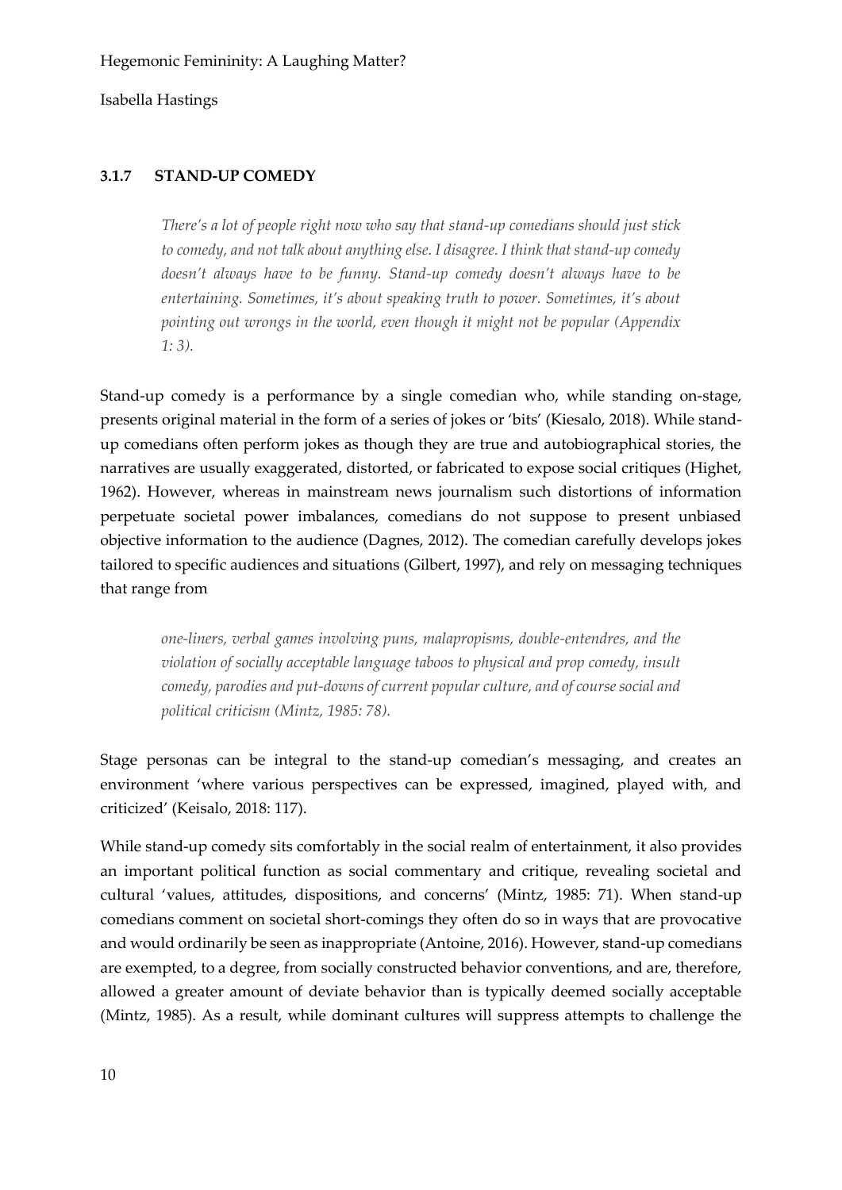### 3.1.7 STAND-UP COMEDY

> *There's a lot of people right now who say that stand-up comedians should just stick to comedy, and not talk about anything else. I disagree. I think that stand-up comedy doesn't always have to be funny. Stand-up comedy doesn't always have to be entertaining. Sometimes, it's about speaking truth to power. Sometimes, it's about pointing out wrongs in the world, even though it might not be popular (Appendix 1: 3).*

Stand-up comedy is a performance by a single comedian who, while standing on-stage, presents original material in the form of a series of jokes or 'bits' (Kiesalo, 2018). While stand-up comedians often perform jokes as though they are true and autobiographical stories, the narratives are usually exaggerated, distorted, or fabricated to expose social critiques (Highet, 1962). However, whereas in mainstream news journalism such distortions of information perpetuate societal power imbalances, comedians do not suppose to present unbiased objective information to the audience (Dagnes, 2012). The comedian carefully develops jokes tailored to specific audiences and situations (Gilbert, 1997), and rely on messaging techniques that range from

> *one-liners, verbal games involving puns, malapropisms, double-entendres, and the violation of socially acceptable language taboos to physical and prop comedy, insult comedy, parodies and put-downs of current popular culture, and of course social and political criticism (Mintz, 1985: 78).*

Stage personas can be integral to the stand-up comedian's messaging, and creates an environment 'where various perspectives can be expressed, imagined, played with, and criticized' (Keisalo, 2018: 117).

While stand-up comedy sits comfortably in the social realm of entertainment, it also provides an important political function as social commentary and critique, revealing societal and cultural 'values, attitudes, dispositions, and concerns' (Mintz, 1985: 71). When stand-up comedians comment on societal short-comings they often do so in ways that are provocative and would ordinarily be seen as inappropriate (Antoine, 2016). However, stand-up comedians are exempted, to a degree, from socially constructed behavior conventions, and are, therefore, allowed a greater amount of deviate behavior than is typically deemed socially acceptable (Mintz, 1985). As a result, while dominant cultures will suppress attempts to challenge the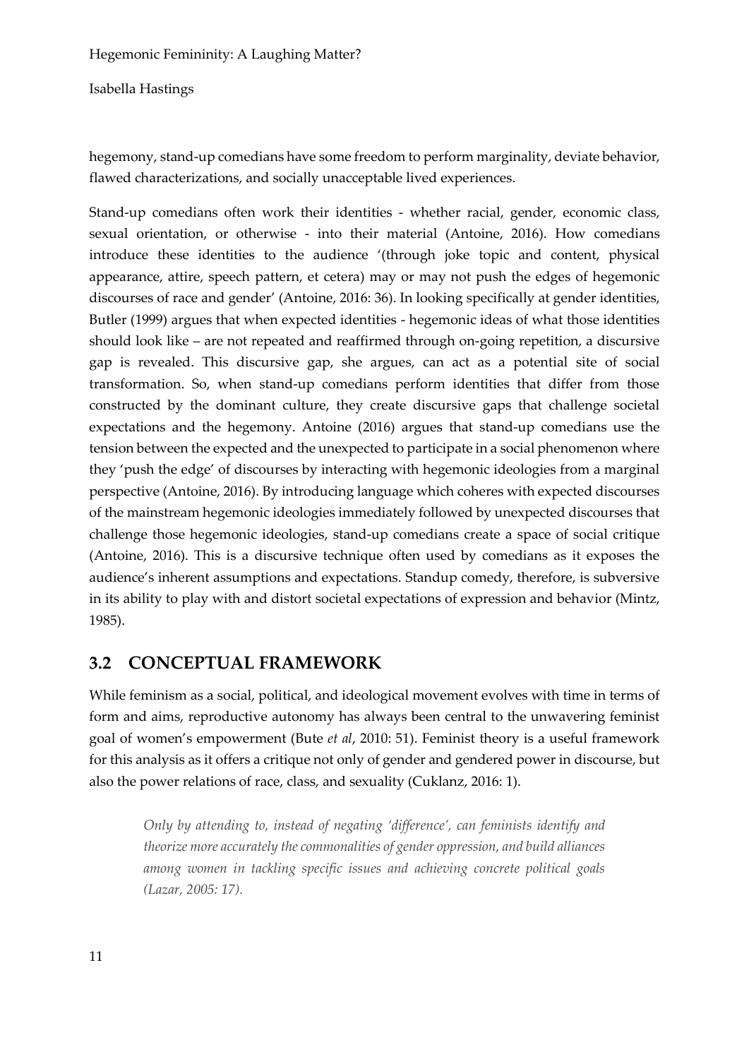hegemony, stand-up comedians have some freedom to perform marginality, deviate behavior, flawed characterizations, and socially unacceptable lived experiences.

Stand-up comedians often work their identities - whether racial, gender, economic class, sexual orientation, or otherwise - into their material (Antoine, 2016). How comedians introduce these identities to the audience '(through joke topic and content, physical appearance, attire, speech pattern, et cetera) may or may not push the edges of hegemonic discourses of race and gender' (Antoine, 2016: 36). In looking specifically at gender identities, Butler (1999) argues that when expected identities - hegemonic ideas of what those identities should look like – are not repeated and reaffirmed through on-going repetition, a discursive gap is revealed. This discursive gap, she argues, can act as a potential site of social transformation. So, when stand-up comedians perform identities that differ from those constructed by the dominant culture, they create discursive gaps that challenge societal expectations and the hegemony. Antoine (2016) argues that stand-up comedians use the tension between the expected and the unexpected to participate in a social phenomenon where they 'push the edge' of discourses by interacting with hegemonic ideologies from a marginal perspective (Antoine, 2016). By introducing language which coheres with expected discourses of the mainstream hegemonic ideologies immediately followed by unexpected discourses that challenge those hegemonic ideologies, stand-up comedians create a space of social critique (Antoine, 2016). This is a discursive technique often used by comedians as it exposes the audience's inherent assumptions and expectations. Standup comedy, therefore, is subversive in its ability to play with and distort societal expectations of expression and behavior (Mintz, 1985).

## 3.2 CONCEPTUAL FRAMEWORK

While feminism as a social, political, and ideological movement evolves with time in terms of form and aims, reproductive autonomy has always been central to the unwavering feminist goal of women's empowerment (Bute *et al*, 2010: 51). Feminist theory is a useful framework for this analysis as it offers a critique not only of gender and gendered power in discourse, but also the power relations of race, class, and sexuality (Cuklanz, 2016: 1).

> *Only by attending to, instead of negating 'difference', can feminists identify and theorize more accurately the commonalities of gender oppression, and build alliances among women in tackling specific issues and achieving concrete political goals (Lazar, 2005: 17).*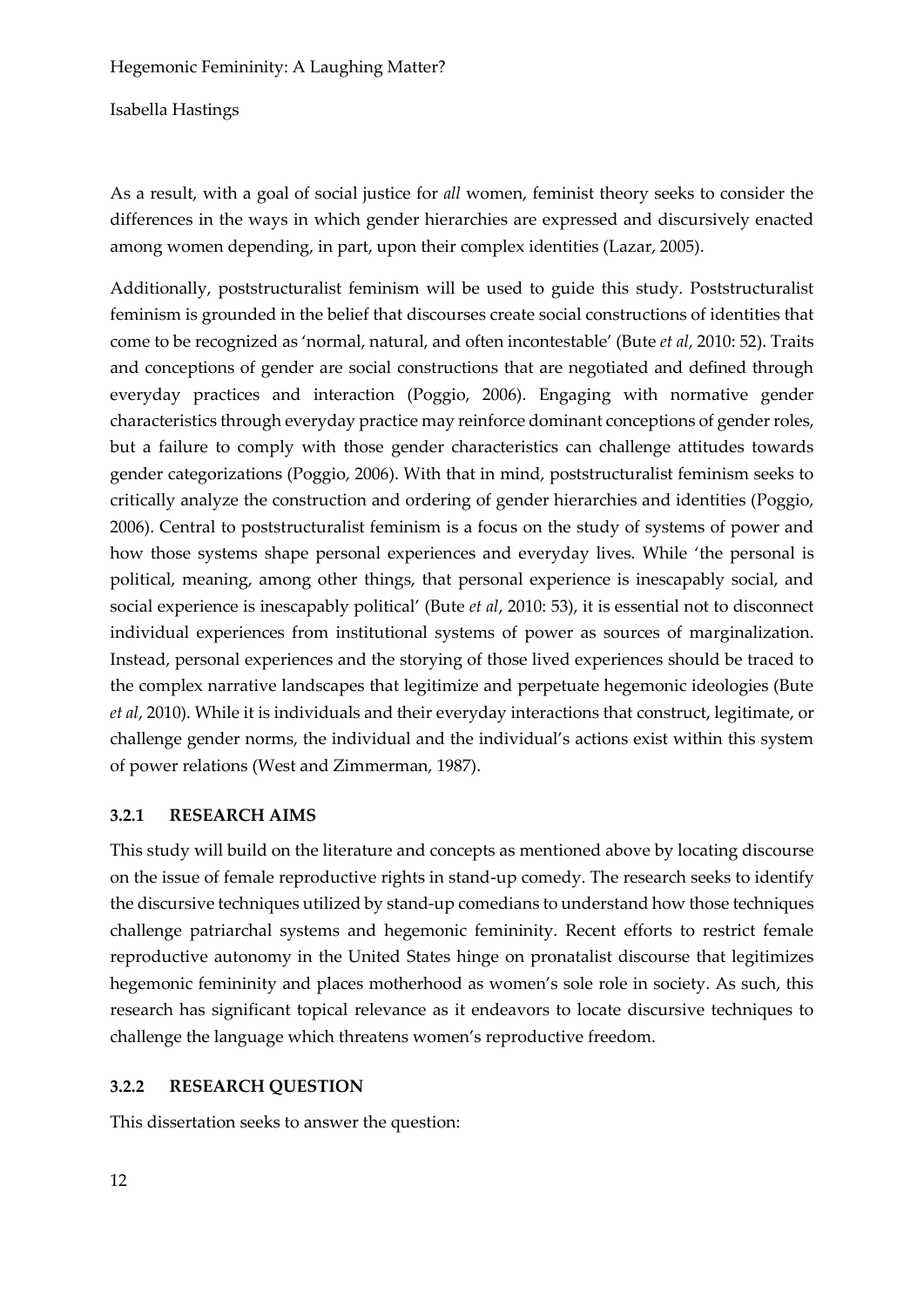As a result, with a goal of social justice for *all* women, feminist theory seeks to consider the differences in the ways in which gender hierarchies are expressed and discursively enacted among women depending, in part, upon their complex identities (Lazar, 2005).

Additionally, poststructuralist feminism will be used to guide this study. Poststructuralist feminism is grounded in the belief that discourses create social constructions of identities that come to be recognized as 'normal, natural, and often incontestable' (Bute *et al*, 2010: 52). Traits and conceptions of gender are social constructions that are negotiated and defined through everyday practices and interaction (Poggio, 2006). Engaging with normative gender characteristics through everyday practice may reinforce dominant conceptions of gender roles, but a failure to comply with those gender characteristics can challenge attitudes towards gender categorizations (Poggio, 2006). With that in mind, poststructuralist feminism seeks to critically analyze the construction and ordering of gender hierarchies and identities (Poggio, 2006). Central to poststructuralist feminism is a focus on the study of systems of power and how those systems shape personal experiences and everyday lives. While 'the personal is political, meaning, among other things, that personal experience is inescapably social, and social experience is inescapably political' (Bute *et al*, 2010: 53), it is essential not to disconnect individual experiences from institutional systems of power as sources of marginalization. Instead, personal experiences and the storying of those lived experiences should be traced to the complex narrative landscapes that legitimize and perpetuate hegemonic ideologies (Bute *et al*, 2010). While it is individuals and their everyday interactions that construct, legitimate, or challenge gender norms, the individual and the individual's actions exist within this system of power relations (West and Zimmerman, 1987).

### 3.2.1 RESEARCH AIMS

This study will build on the literature and concepts as mentioned above by locating discourse on the issue of female reproductive rights in stand-up comedy. The research seeks to identify the discursive techniques utilized by stand-up comedians to understand how those techniques challenge patriarchal systems and hegemonic femininity. Recent efforts to restrict female reproductive autonomy in the United States hinge on pronatalist discourse that legitimizes hegemonic femininity and places motherhood as women's sole role in society. As such, this research has significant topical relevance as it endeavors to locate discursive techniques to challenge the language which threatens women's reproductive freedom.

### 3.2.2 RESEARCH QUESTION

This dissertation seeks to answer the question: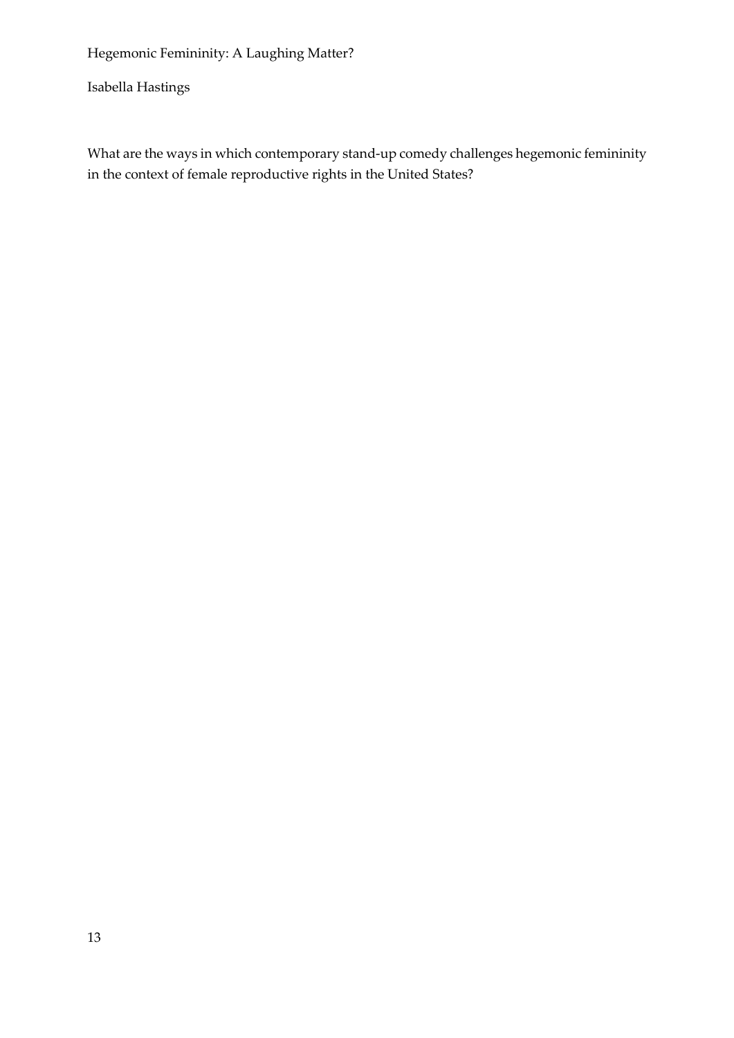# Hegemonic Femininity: A Laughing Matter?

Isabella Hastings

What are the ways in which contemporary stand-up comedy challenges hegemonic femininity in the context of female reproductive rights in the United States?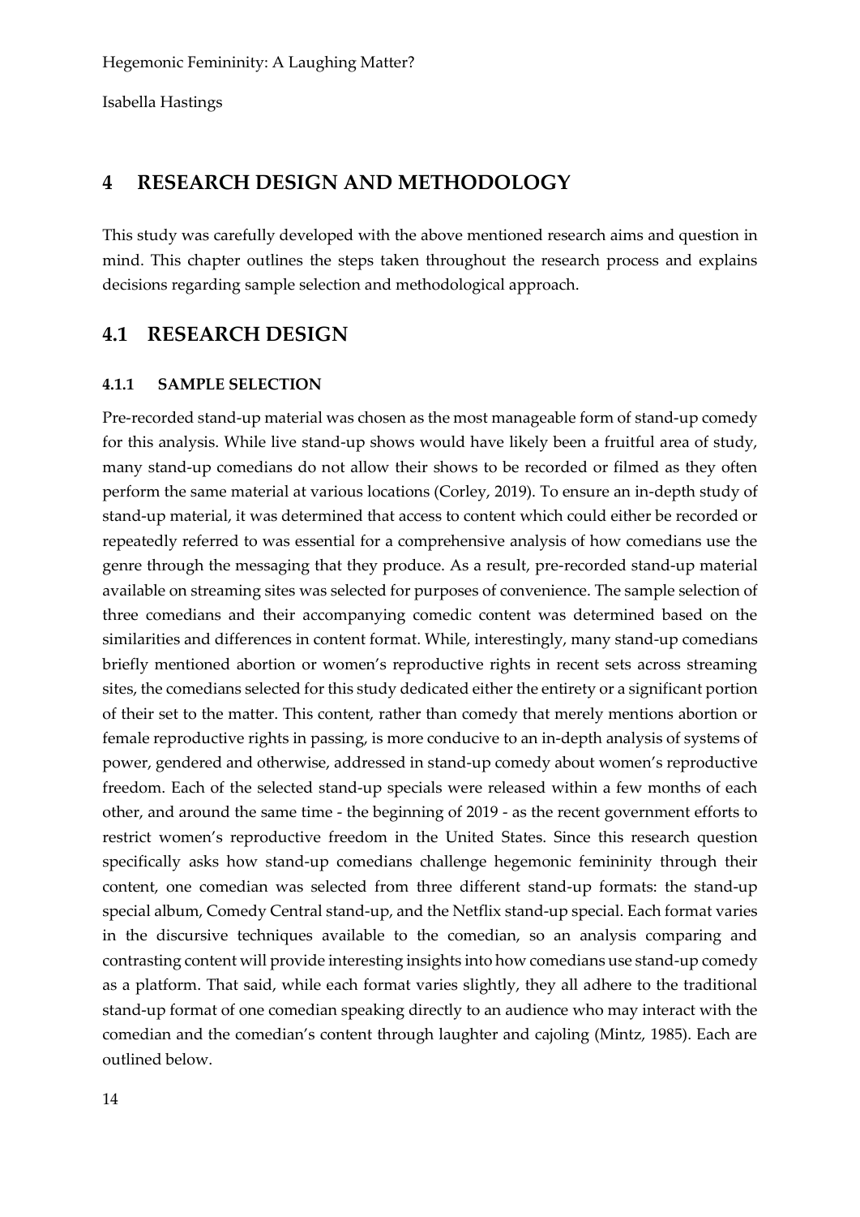# 4 RESEARCH DESIGN AND METHODOLOGY

This study was carefully developed with the above mentioned research aims and question in mind. This chapter outlines the steps taken throughout the research process and explains decisions regarding sample selection and methodological approach.

## 4.1 RESEARCH DESIGN

### 4.1.1 SAMPLE SELECTION

Pre-recorded stand-up material was chosen as the most manageable form of stand-up comedy for this analysis. While live stand-up shows would have likely been a fruitful area of study, many stand-up comedians do not allow their shows to be recorded or filmed as they often perform the same material at various locations (Corley, 2019). To ensure an in-depth study of stand-up material, it was determined that access to content which could either be recorded or repeatedly referred to was essential for a comprehensive analysis of how comedians use the genre through the messaging that they produce. As a result, pre-recorded stand-up material available on streaming sites was selected for purposes of convenience. The sample selection of three comedians and their accompanying comedic content was determined based on the similarities and differences in content format. While, interestingly, many stand-up comedians briefly mentioned abortion or women's reproductive rights in recent sets across streaming sites, the comedians selected for this study dedicated either the entirety or a significant portion of their set to the matter. This content, rather than comedy that merely mentions abortion or female reproductive rights in passing, is more conducive to an in-depth analysis of systems of power, gendered and otherwise, addressed in stand-up comedy about women's reproductive freedom. Each of the selected stand-up specials were released within a few months of each other, and around the same time - the beginning of 2019 - as the recent government efforts to restrict women's reproductive freedom in the United States. Since this research question specifically asks how stand-up comedians challenge hegemonic femininity through their content, one comedian was selected from three different stand-up formats: the stand-up special album, Comedy Central stand-up, and the Netflix stand-up special. Each format varies in the discursive techniques available to the comedian, so an analysis comparing and contrasting content will provide interesting insights into how comedians use stand-up comedy as a platform. That said, while each format varies slightly, they all adhere to the traditional stand-up format of one comedian speaking directly to an audience who may interact with the comedian and the comedian's content through laughter and cajoling (Mintz, 1985). Each are outlined below.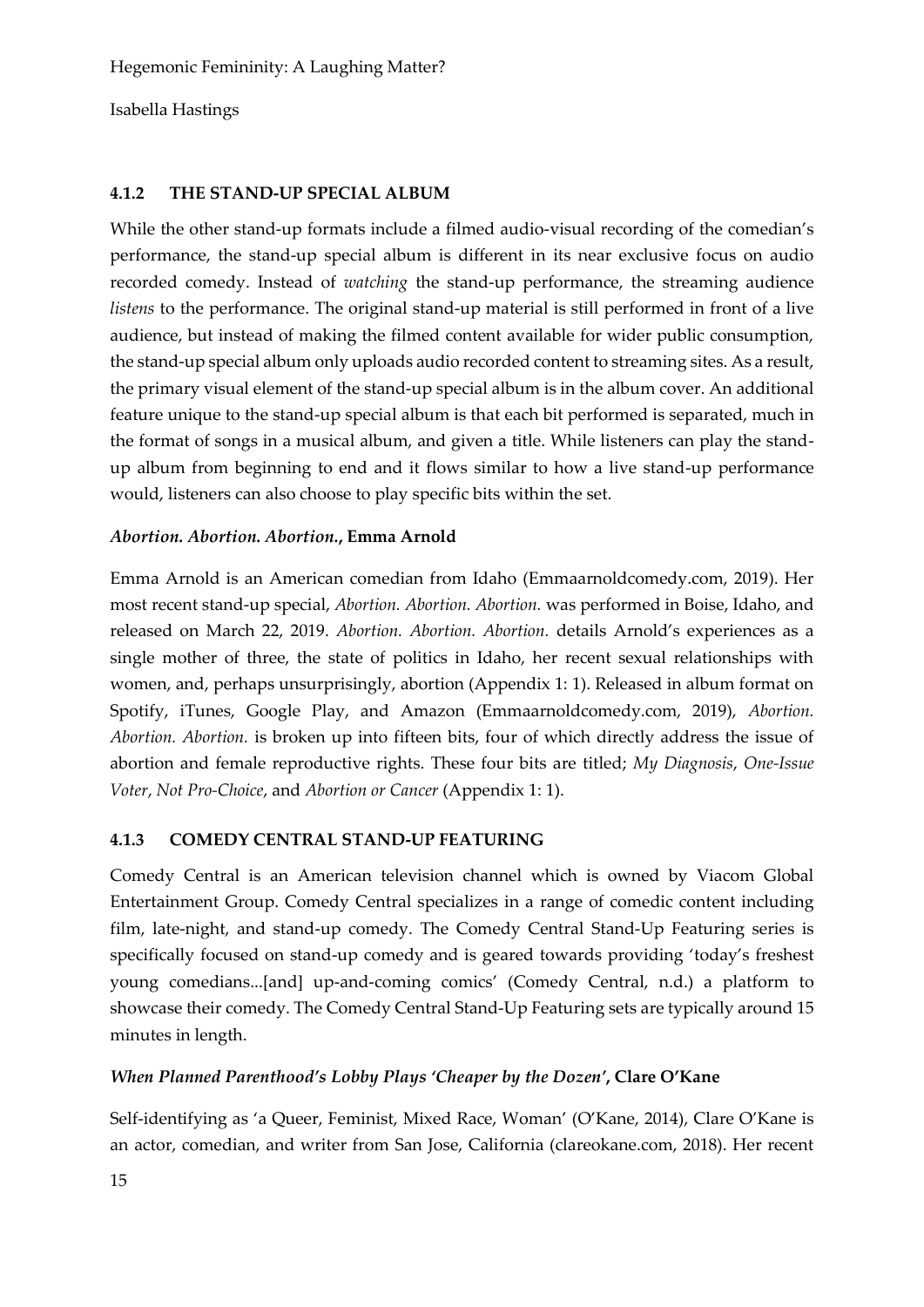### 4.1.2 THE STAND-UP SPECIAL ALBUM

While the other stand-up formats include a filmed audio-visual recording of the comedian's performance, the stand-up special album is different in its near exclusive focus on audio recorded comedy. Instead of *watching* the stand-up performance, the streaming audience *listens* to the performance. The original stand-up material is still performed in front of a live audience, but instead of making the filmed content available for wider public consumption, the stand-up special album only uploads audio recorded content to streaming sites. As a result, the primary visual element of the stand-up special album is in the album cover. An additional feature unique to the stand-up special album is that each bit performed is separated, much in the format of songs in a musical album, and given a title. While listeners can play the stand-up album from beginning to end and it flows similar to how a live stand-up performance would, listeners can also choose to play specific bits within the set.

***Abortion. Abortion. Abortion.*, Emma Arnold**

Emma Arnold is an American comedian from Idaho (Emmaarnoldcomedy.com, 2019). Her most recent stand-up special, *Abortion. Abortion. Abortion.* was performed in Boise, Idaho, and released on March 22, 2019. *Abortion. Abortion. Abortion.* details Arnold's experiences as a single mother of three, the state of politics in Idaho, her recent sexual relationships with women, and, perhaps unsurprisingly, abortion (Appendix 1: 1). Released in album format on Spotify, iTunes, Google Play, and Amazon (Emmaarnoldcomedy.com, 2019), *Abortion. Abortion. Abortion.* is broken up into fifteen bits, four of which directly address the issue of abortion and female reproductive rights. These four bits are titled; *My Diagnosis*, *One-Issue Voter*, *Not Pro-Choice*, and *Abortion or Cancer* (Appendix 1: 1).

### 4.1.3 COMEDY CENTRAL STAND-UP FEATURING

Comedy Central is an American television channel which is owned by Viacom Global Entertainment Group. Comedy Central specializes in a range of comedic content including film, late-night, and stand-up comedy. The Comedy Central Stand-Up Featuring series is specifically focused on stand-up comedy and is geared towards providing 'today's freshest young comedians...[and] up-and-coming comics' (Comedy Central, n.d.) a platform to showcase their comedy. The Comedy Central Stand-Up Featuring sets are typically around 15 minutes in length.

***When Planned Parenthood's Lobby Plays 'Cheaper by the Dozen'*, Clare O'Kane**

Self-identifying as 'a Queer, Feminist, Mixed Race, Woman' (O'Kane, 2014), Clare O'Kane is an actor, comedian, and writer from San Jose, California (clareokane.com, 2018). Her recent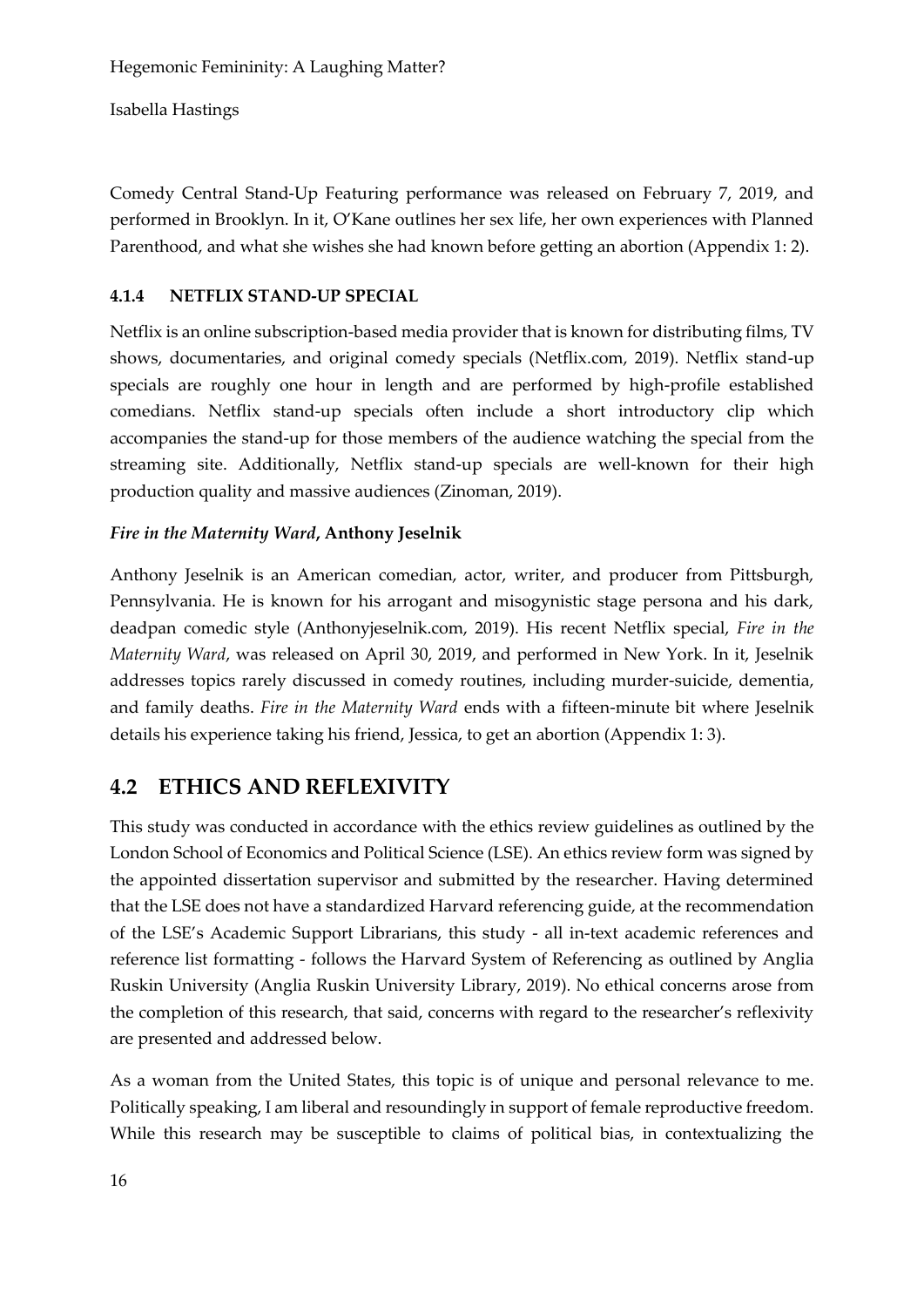Comedy Central Stand-Up Featuring performance was released on February 7, 2019, and performed in Brooklyn. In it, O'Kane outlines her sex life, her own experiences with Planned Parenthood, and what she wishes she had known before getting an abortion (Appendix 1: 2).

#### 4.1.4 NETFLIX STAND-UP SPECIAL

Netflix is an online subscription-based media provider that is known for distributing films, TV shows, documentaries, and original comedy specials (Netflix.com, 2019). Netflix stand-up specials are roughly one hour in length and are performed by high-profile established comedians. Netflix stand-up specials often include a short introductory clip which accompanies the stand-up for those members of the audience watching the special from the streaming site. Additionally, Netflix stand-up specials are well-known for their high production quality and massive audiences (Zinoman, 2019).

***Fire in the Maternity Ward*, Anthony Jeselnik**

Anthony Jeselnik is an American comedian, actor, writer, and producer from Pittsburgh, Pennsylvania. He is known for his arrogant and misogynistic stage persona and his dark, deadpan comedic style (Anthonyjeselnik.com, 2019). His recent Netflix special, *Fire in the Maternity Ward*, was released on April 30, 2019, and performed in New York. In it, Jeselnik addresses topics rarely discussed in comedy routines, including murder-suicide, dementia, and family deaths. *Fire in the Maternity Ward* ends with a fifteen-minute bit where Jeselnik details his experience taking his friend, Jessica, to get an abortion (Appendix 1: 3).

## 4.2 ETHICS AND REFLEXIVITY

This study was conducted in accordance with the ethics review guidelines as outlined by the London School of Economics and Political Science (LSE). An ethics review form was signed by the appointed dissertation supervisor and submitted by the researcher. Having determined that the LSE does not have a standardized Harvard referencing guide, at the recommendation of the LSE's Academic Support Librarians, this study - all in-text academic references and reference list formatting - follows the Harvard System of Referencing as outlined by Anglia Ruskin University (Anglia Ruskin University Library, 2019). No ethical concerns arose from the completion of this research, that said, concerns with regard to the researcher's reflexivity are presented and addressed below.

As a woman from the United States, this topic is of unique and personal relevance to me. Politically speaking, I am liberal and resoundingly in support of female reproductive freedom. While this research may be susceptible to claims of political bias, in contextualizing the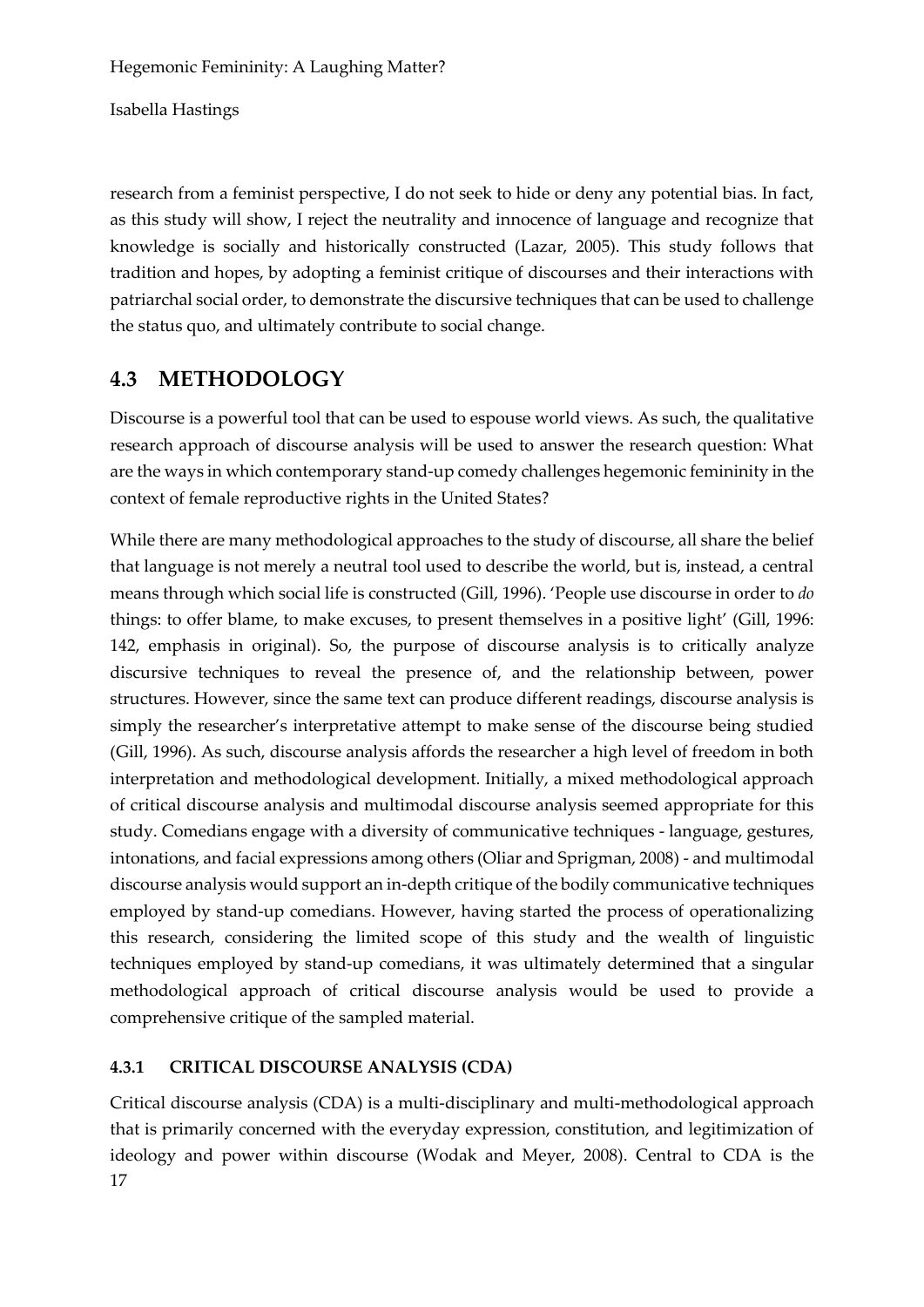research from a feminist perspective, I do not seek to hide or deny any potential bias. In fact, as this study will show, I reject the neutrality and innocence of language and recognize that knowledge is socially and historically constructed (Lazar, 2005). This study follows that tradition and hopes, by adopting a feminist critique of discourses and their interactions with patriarchal social order, to demonstrate the discursive techniques that can be used to challenge the status quo, and ultimately contribute to social change.

## 4.3 METHODOLOGY

Discourse is a powerful tool that can be used to espouse world views. As such, the qualitative research approach of discourse analysis will be used to answer the research question: What are the ways in which contemporary stand-up comedy challenges hegemonic femininity in the context of female reproductive rights in the United States?

While there are many methodological approaches to the study of discourse, all share the belief that language is not merely a neutral tool used to describe the world, but is, instead, a central means through which social life is constructed (Gill, 1996). 'People use discourse in order to *do* things: to offer blame, to make excuses, to present themselves in a positive light' (Gill, 1996: 142, emphasis in original). So, the purpose of discourse analysis is to critically analyze discursive techniques to reveal the presence of, and the relationship between, power structures. However, since the same text can produce different readings, discourse analysis is simply the researcher's interpretative attempt to make sense of the discourse being studied (Gill, 1996). As such, discourse analysis affords the researcher a high level of freedom in both interpretation and methodological development. Initially, a mixed methodological approach of critical discourse analysis and multimodal discourse analysis seemed appropriate for this study. Comedians engage with a diversity of communicative techniques - language, gestures, intonations, and facial expressions among others (Oliar and Sprigman, 2008) - and multimodal discourse analysis would support an in-depth critique of the bodily communicative techniques employed by stand-up comedians. However, having started the process of operationalizing this research, considering the limited scope of this study and the wealth of linguistic techniques employed by stand-up comedians, it was ultimately determined that a singular methodological approach of critical discourse analysis would be used to provide a comprehensive critique of the sampled material.

### 4.3.1 CRITICAL DISCOURSE ANALYSIS (CDA)

Critical discourse analysis (CDA) is a multi-disciplinary and multi-methodological approach that is primarily concerned with the everyday expression, constitution, and legitimization of ideology and power within discourse (Wodak and Meyer, 2008). Central to CDA is the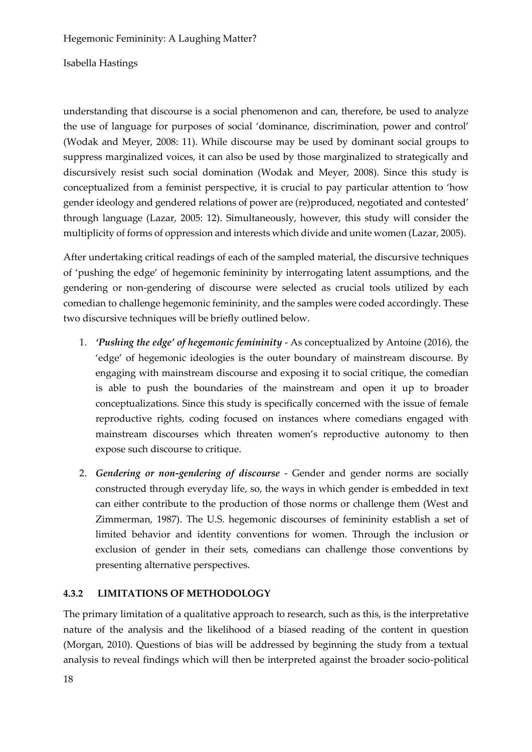understanding that discourse is a social phenomenon and can, therefore, be used to analyze the use of language for purposes of social 'dominance, discrimination, power and control' (Wodak and Meyer, 2008: 11). While discourse may be used by dominant social groups to suppress marginalized voices, it can also be used by those marginalized to strategically and discursively resist such social domination (Wodak and Meyer, 2008). Since this study is conceptualized from a feminist perspective, it is crucial to pay particular attention to 'how gender ideology and gendered relations of power are (re)produced, negotiated and contested' through language (Lazar, 2005: 12). Simultaneously, however, this study will consider the multiplicity of forms of oppression and interests which divide and unite women (Lazar, 2005).

After undertaking critical readings of each of the sampled material, the discursive techniques of 'pushing the edge' of hegemonic femininity by interrogating latent assumptions, and the gendering or non-gendering of discourse were selected as crucial tools utilized by each comedian to challenge hegemonic femininity, and the samples were coded accordingly. These two discursive techniques will be briefly outlined below.

1. ***'Pushing the edge' of hegemonic femininity*** - As conceptualized by Antoine (2016), the 'edge' of hegemonic ideologies is the outer boundary of mainstream discourse. By engaging with mainstream discourse and exposing it to social critique, the comedian is able to push the boundaries of the mainstream and open it up to broader conceptualizations. Since this study is specifically concerned with the issue of female reproductive rights, coding focused on instances where comedians engaged with mainstream discourses which threaten women's reproductive autonomy to then expose such discourse to critique.

2. ***Gendering or non-gendering of discourse*** - Gender and gender norms are socially constructed through everyday life, so, the ways in which gender is embedded in text can either contribute to the production of those norms or challenge them (West and Zimmerman, 1987). The U.S. hegemonic discourses of femininity establish a set of limited behavior and identity conventions for women. Through the inclusion or exclusion of gender in their sets, comedians can challenge those conventions by presenting alternative perspectives.

### 4.3.2 LIMITATIONS OF METHODOLOGY

The primary limitation of a qualitative approach to research, such as this, is the interpretative nature of the analysis and the likelihood of a biased reading of the content in question (Morgan, 2010). Questions of bias will be addressed by beginning the study from a textual analysis to reveal findings which will then be interpreted against the broader socio-political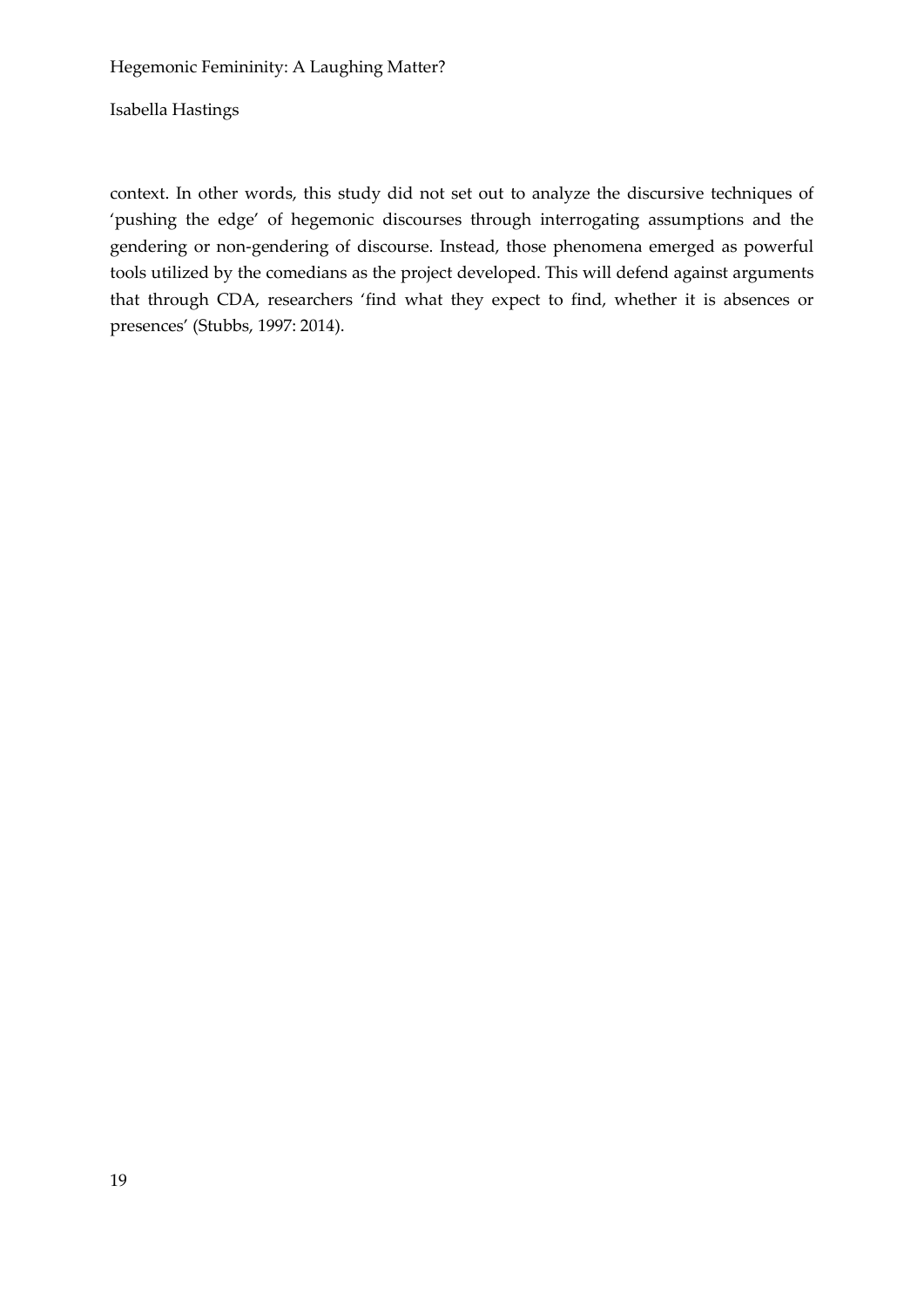context. In other words, this study did not set out to analyze the discursive techniques of 'pushing the edge' of hegemonic discourses through interrogating assumptions and the gendering or non-gendering of discourse. Instead, those phenomena emerged as powerful tools utilized by the comedians as the project developed. This will defend against arguments that through CDA, researchers 'find what they expect to find, whether it is absences or presences' (Stubbs, 1997: 2014).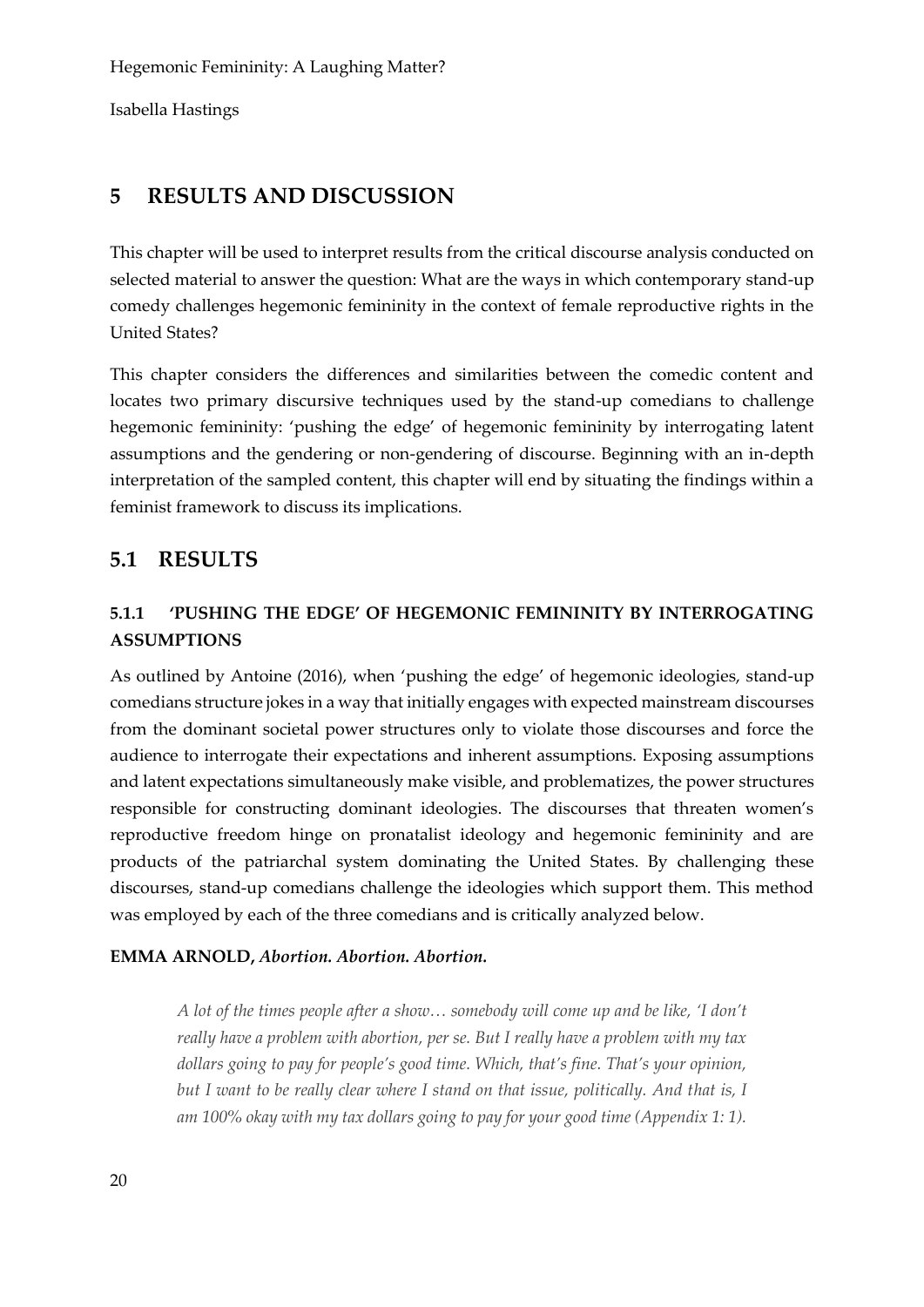# 5 RESULTS AND DISCUSSION

This chapter will be used to interpret results from the critical discourse analysis conducted on selected material to answer the question: What are the ways in which contemporary stand-up comedy challenges hegemonic femininity in the context of female reproductive rights in the United States?

This chapter considers the differences and similarities between the comedic content and locates two primary discursive techniques used by the stand-up comedians to challenge hegemonic femininity: 'pushing the edge' of hegemonic femininity by interrogating latent assumptions and the gendering or non-gendering of discourse. Beginning with an in-depth interpretation of the sampled content, this chapter will end by situating the findings within a feminist framework to discuss its implications.

## 5.1 RESULTS

### 5.1.1 'PUSHING THE EDGE' OF HEGEMONIC FEMININITY BY INTERROGATING ASSUMPTIONS

As outlined by Antoine (2016), when 'pushing the edge' of hegemonic ideologies, stand-up comedians structure jokes in a way that initially engages with expected mainstream discourses from the dominant societal power structures only to violate those discourses and force the audience to interrogate their expectations and inherent assumptions. Exposing assumptions and latent expectations simultaneously make visible, and problematizes, the power structures responsible for constructing dominant ideologies. The discourses that threaten women's reproductive freedom hinge on pronatalist ideology and hegemonic femininity and are products of the patriarchal system dominating the United States. By challenging these discourses, stand-up comedians challenge the ideologies which support them. This method was employed by each of the three comedians and is critically analyzed below.

**EMMA ARNOLD, *Abortion. Abortion. Abortion.***

> *A lot of the times people after a show… somebody will come up and be like, 'I don't really have a problem with abortion, per se. But I really have a problem with my tax dollars going to pay for people's good time. Which, that's fine. That's your opinion, but I want to be really clear where I stand on that issue, politically. And that is, I am 100% okay with my tax dollars going to pay for your good time (Appendix 1: 1).*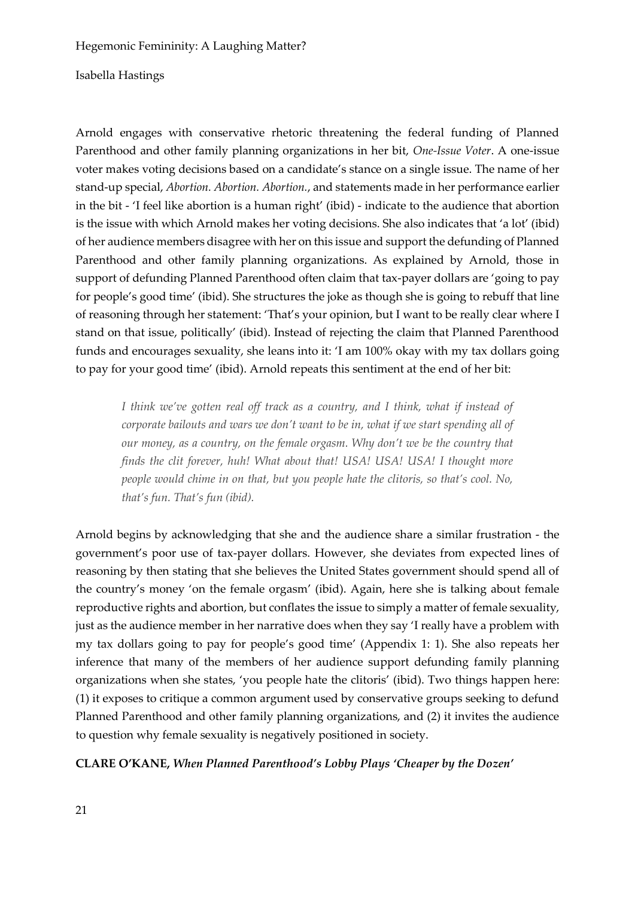Arnold engages with conservative rhetoric threatening the federal funding of Planned Parenthood and other family planning organizations in her bit, *One-Issue Voter*. A one-issue voter makes voting decisions based on a candidate's stance on a single issue. The name of her stand-up special, *Abortion. Abortion. Abortion.*, and statements made in her performance earlier in the bit - 'I feel like abortion is a human right' (ibid) - indicate to the audience that abortion is the issue with which Arnold makes her voting decisions. She also indicates that 'a lot' (ibid) of her audience members disagree with her on this issue and support the defunding of Planned Parenthood and other family planning organizations. As explained by Arnold, those in support of defunding Planned Parenthood often claim that tax-payer dollars are 'going to pay for people's good time' (ibid). She structures the joke as though she is going to rebuff that line of reasoning through her statement: 'That's your opinion, but I want to be really clear where I stand on that issue, politically' (ibid). Instead of rejecting the claim that Planned Parenthood funds and encourages sexuality, she leans into it: 'I am 100% okay with my tax dollars going to pay for your good time' (ibid). Arnold repeats this sentiment at the end of her bit:

> *I think we've gotten real off track as a country, and I think, what if instead of corporate bailouts and wars we don't want to be in, what if we start spending all of our money, as a country, on the female orgasm. Why don't we be the country that finds the clit forever, huh! What about that! USA! USA! USA! I thought more people would chime in on that, but you people hate the clitoris, so that's cool. No, that's fun. That's fun (ibid).*

Arnold begins by acknowledging that she and the audience share a similar frustration - the government's poor use of tax-payer dollars. However, she deviates from expected lines of reasoning by then stating that she believes the United States government should spend all of the country's money 'on the female orgasm' (ibid). Again, here she is talking about female reproductive rights and abortion, but conflates the issue to simply a matter of female sexuality, just as the audience member in her narrative does when they say 'I really have a problem with my tax dollars going to pay for people's good time' (Appendix 1: 1). She also repeats her inference that many of the members of her audience support defunding family planning organizations when she states, 'you people hate the clitoris' (ibid). Two things happen here: (1) it exposes to critique a common argument used by conservative groups seeking to defund Planned Parenthood and other family planning organizations, and (2) it invites the audience to question why female sexuality is negatively positioned in society.

**CLARE O'KANE, *When Planned Parenthood's Lobby Plays 'Cheaper by the Dozen'***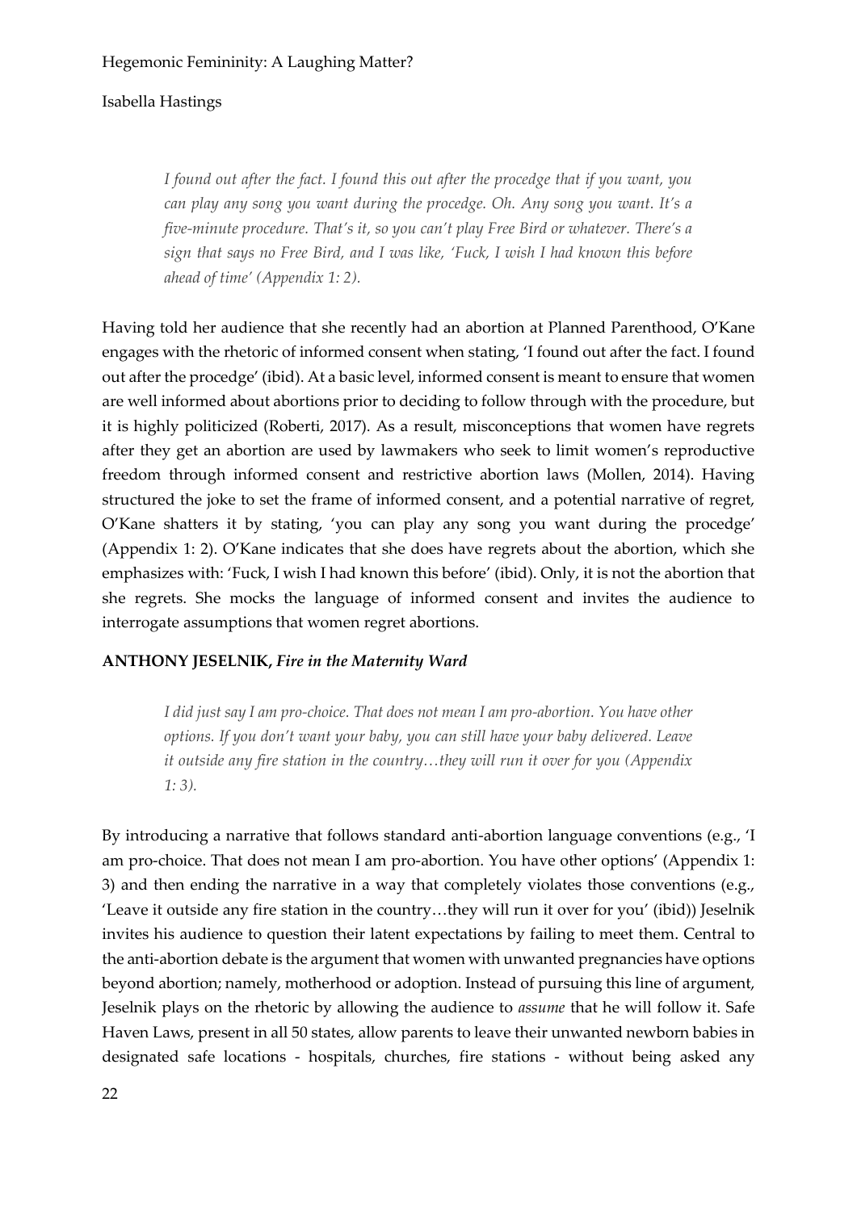> *I found out after the fact. I found this out after the procedge that if you want, you can play any song you want during the procedge. Oh. Any song you want. It's a five-minute procedure. That's it, so you can't play Free Bird or whatever. There's a sign that says no Free Bird, and I was like, 'Fuck, I wish I had known this before ahead of time' (Appendix 1: 2).*

Having told her audience that she recently had an abortion at Planned Parenthood, O'Kane engages with the rhetoric of informed consent when stating, 'I found out after the fact. I found out after the procedge' (ibid). At a basic level, informed consent is meant to ensure that women are well informed about abortions prior to deciding to follow through with the procedure, but it is highly politicized (Roberti, 2017). As a result, misconceptions that women have regrets after they get an abortion are used by lawmakers who seek to limit women's reproductive freedom through informed consent and restrictive abortion laws (Mollen, 2014). Having structured the joke to set the frame of informed consent, and a potential narrative of regret, O'Kane shatters it by stating, 'you can play any song you want during the procedge' (Appendix 1: 2). O'Kane indicates that she does have regrets about the abortion, which she emphasizes with: 'Fuck, I wish I had known this before' (ibid). Only, it is not the abortion that she regrets. She mocks the language of informed consent and invites the audience to interrogate assumptions that women regret abortions.

**ANTHONY JESELNIK, *Fire in the Maternity Ward***

> *I did just say I am pro-choice. That does not mean I am pro-abortion. You have other options. If you don't want your baby, you can still have your baby delivered. Leave it outside any fire station in the country…they will run it over for you (Appendix 1: 3).*

By introducing a narrative that follows standard anti-abortion language conventions (e.g., 'I am pro-choice. That does not mean I am pro-abortion. You have other options' (Appendix 1: 3) and then ending the narrative in a way that completely violates those conventions (e.g., 'Leave it outside any fire station in the country…they will run it over for you' (ibid)) Jeselnik invites his audience to question their latent expectations by failing to meet them. Central to the anti-abortion debate is the argument that women with unwanted pregnancies have options beyond abortion; namely, motherhood or adoption. Instead of pursuing this line of argument, Jeselnik plays on the rhetoric by allowing the audience to *assume* that he will follow it. Safe Haven Laws, present in all 50 states, allow parents to leave their unwanted newborn babies in designated safe locations - hospitals, churches, fire stations - without being asked any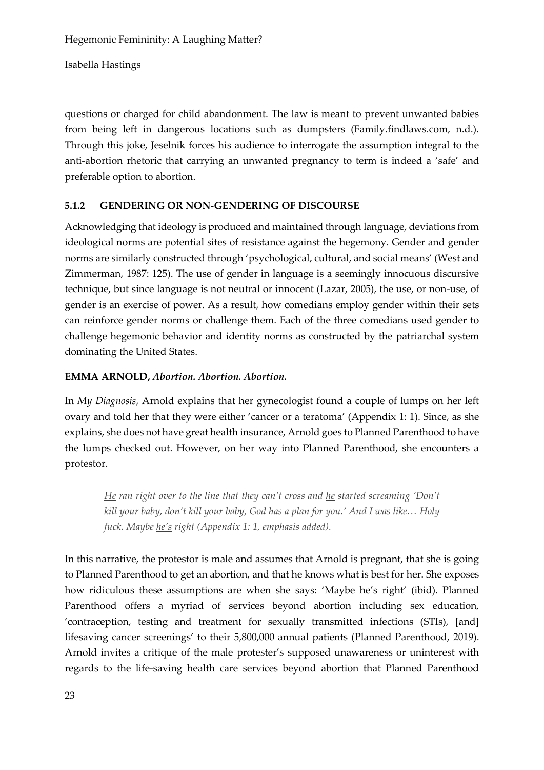questions or charged for child abandonment. The law is meant to prevent unwanted babies from being left in dangerous locations such as dumpsters (Family.findlaws.com, n.d.). Through this joke, Jeselnik forces his audience to interrogate the assumption integral to the anti-abortion rhetoric that carrying an unwanted pregnancy to term is indeed a 'safe' and preferable option to abortion.

### 5.1.2 GENDERING OR NON-GENDERING OF DISCOURSE

Acknowledging that ideology is produced and maintained through language, deviations from ideological norms are potential sites of resistance against the hegemony. Gender and gender norms are similarly constructed through 'psychological, cultural, and social means' (West and Zimmerman, 1987: 125). The use of gender in language is a seemingly innocuous discursive technique, but since language is not neutral or innocent (Lazar, 2005), the use, or non-use, of gender is an exercise of power. As a result, how comedians employ gender within their sets can reinforce gender norms or challenge them. Each of the three comedians used gender to challenge hegemonic behavior and identity norms as constructed by the patriarchal system dominating the United States.

**EMMA ARNOLD,** ***Abortion. Abortion. Abortion.***

In *My Diagnosis*, Arnold explains that her gynecologist found a couple of lumps on her left ovary and told her that they were either 'cancer or a teratoma' (Appendix 1: 1). Since, as she explains, she does not have great health insurance, Arnold goes to Planned Parenthood to have the lumps checked out. However, on her way into Planned Parenthood, she encounters a protestor.

> *<u>He</u> ran right over to the line that they can't cross and <u>he</u> started screaming 'Don't kill your baby, don't kill your baby, God has a plan for you.' And I was like… Holy fuck. Maybe <u>he's</u> right (Appendix 1: 1, emphasis added).*

In this narrative, the protestor is male and assumes that Arnold is pregnant, that she is going to Planned Parenthood to get an abortion, and that he knows what is best for her. She exposes how ridiculous these assumptions are when she says: 'Maybe he's right' (ibid). Planned Parenthood offers a myriad of services beyond abortion including sex education, 'contraception, testing and treatment for sexually transmitted infections (STIs), [and] lifesaving cancer screenings' to their 5,800,000 annual patients (Planned Parenthood, 2019). Arnold invites a critique of the male protester's supposed unawareness or uninterest with regards to the life-saving health care services beyond abortion that Planned Parenthood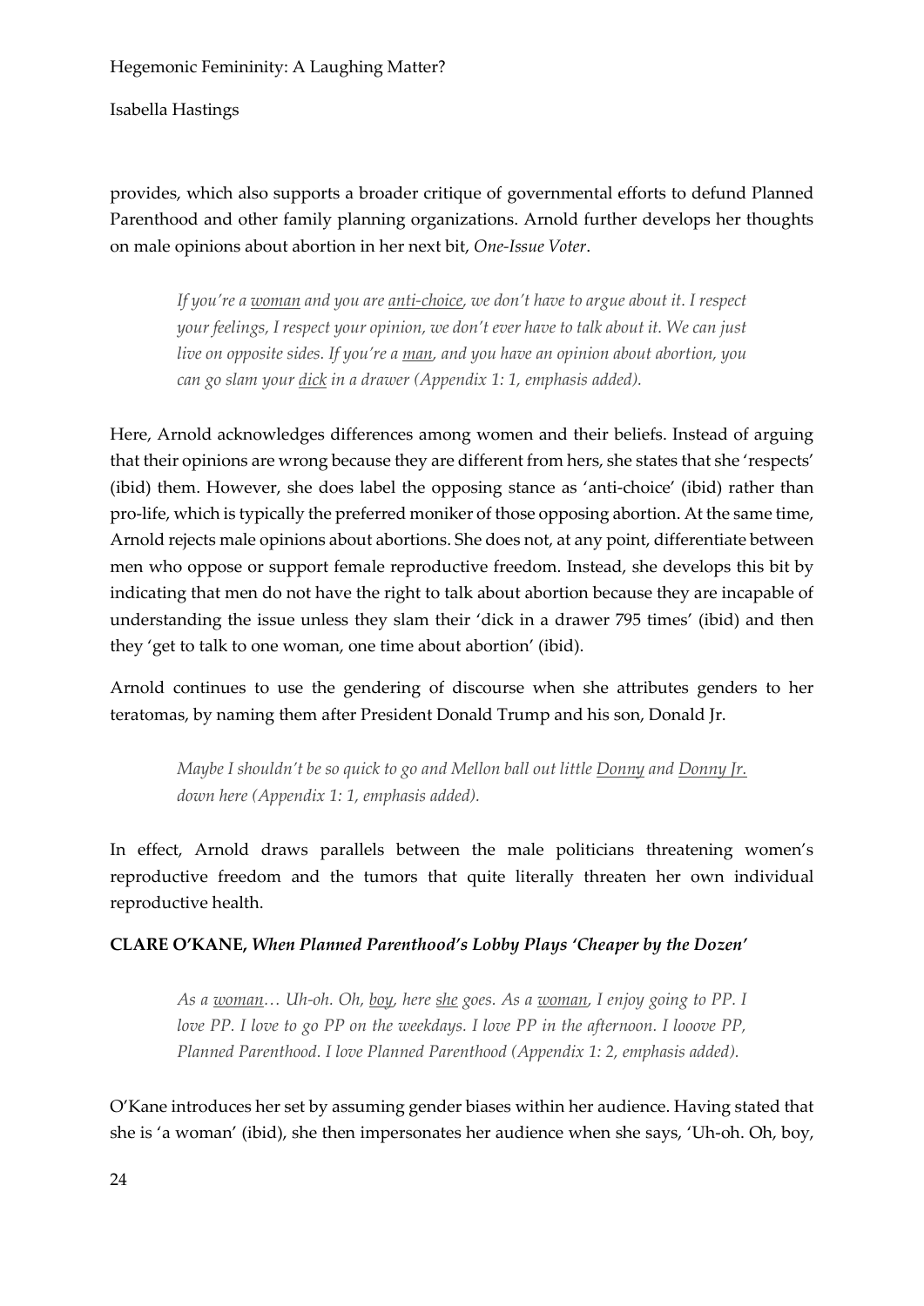provides, which also supports a broader critique of governmental efforts to defund Planned Parenthood and other family planning organizations. Arnold further develops her thoughts on male opinions about abortion in her next bit, *One-Issue Voter*.

> *If you're a <u>woman</u> and you are <u>anti-choice</u>, we don't have to argue about it. I respect your feelings, I respect your opinion, we don't ever have to talk about it. We can just live on opposite sides. If you're a <u>man</u>, and you have an opinion about abortion, you can go slam your <u>dick</u> in a drawer (Appendix 1: 1, emphasis added).*

Here, Arnold acknowledges differences among women and their beliefs. Instead of arguing that their opinions are wrong because they are different from hers, she states that she 'respects' (ibid) them. However, she does label the opposing stance as 'anti-choice' (ibid) rather than pro-life, which is typically the preferred moniker of those opposing abortion. At the same time, Arnold rejects male opinions about abortions. She does not, at any point, differentiate between men who oppose or support female reproductive freedom. Instead, she develops this bit by indicating that men do not have the right to talk about abortion because they are incapable of understanding the issue unless they slam their 'dick in a drawer 795 times' (ibid) and then they 'get to talk to one woman, one time about abortion' (ibid).

Arnold continues to use the gendering of discourse when she attributes genders to her teratomas, by naming them after President Donald Trump and his son, Donald Jr.

> *Maybe I shouldn't be so quick to go and Mellon ball out little <u>Donny</u> and <u>Donny Jr.</u> down here (Appendix 1: 1, emphasis added).*

In effect, Arnold draws parallels between the male politicians threatening women's reproductive freedom and the tumors that quite literally threaten her own individual reproductive health.

**CLARE O'KANE, *When Planned Parenthood's Lobby Plays 'Cheaper by the Dozen'***

> *As a <u>woman</u>… Uh-oh. Oh, <u>boy</u>, here <u>she</u> goes. As a <u>woman</u>, I enjoy going to PP. I love PP. I love to go PP on the weekdays. I love PP in the afternoon. I looove PP, Planned Parenthood. I love Planned Parenthood (Appendix 1: 2, emphasis added).*

O'Kane introduces her set by assuming gender biases within her audience. Having stated that she is 'a woman' (ibid), she then impersonates her audience when she says, 'Uh-oh. Oh, boy,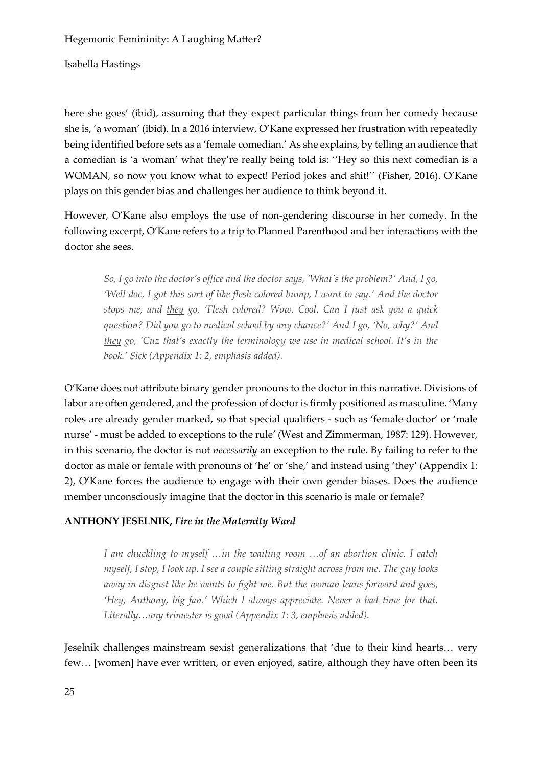here she goes' (ibid), assuming that they expect particular things from her comedy because she is, 'a woman' (ibid). In a 2016 interview, O'Kane expressed her frustration with repeatedly being identified before sets as a 'female comedian.' As she explains, by telling an audience that a comedian is 'a woman' what they're really being told is: ''Hey so this next comedian is a WOMAN, so now you know what to expect! Period jokes and shit!'' (Fisher, 2016). O'Kane plays on this gender bias and challenges her audience to think beyond it.

However, O'Kane also employs the use of non-gendering discourse in her comedy. In the following excerpt, O'Kane refers to a trip to Planned Parenthood and her interactions with the doctor she sees.

> *So, I go into the doctor's office and the doctor says, 'What's the problem?' And, I go, 'Well doc, I got this sort of like flesh colored bump, I want to say.' And the doctor stops me, and <u>they</u> go, 'Flesh colored? Wow. Cool. Can I just ask you a quick question? Did you go to medical school by any chance?' And I go, 'No, why?' And <u>they</u> go, 'Cuz that's exactly the terminology we use in medical school. It's in the book.' Sick (Appendix 1: 2, emphasis added).*

O'Kane does not attribute binary gender pronouns to the doctor in this narrative. Divisions of labor are often gendered, and the profession of doctor is firmly positioned as masculine. 'Many roles are already gender marked, so that special qualifiers - such as 'female doctor' or 'male nurse' - must be added to exceptions to the rule' (West and Zimmerman, 1987: 129). However, in this scenario, the doctor is not *necessarily* an exception to the rule. By failing to refer to the doctor as male or female with pronouns of 'he' or 'she,' and instead using 'they' (Appendix 1: 2), O'Kane forces the audience to engage with their own gender biases. Does the audience member unconsciously imagine that the doctor in this scenario is male or female?

**ANTHONY JESELNIK, *Fire in the Maternity Ward***

> *I am chuckling to myself …in the waiting room …of an abortion clinic. I catch myself, I stop, I look up. I see a couple sitting straight across from me. The <u>guy</u> looks away in disgust like <u>he</u> wants to fight me. But the <u>woman</u> leans forward and goes, 'Hey, Anthony, big fan.' Which I always appreciate. Never a bad time for that. Literally…any trimester is good (Appendix 1: 3, emphasis added).*

Jeselnik challenges mainstream sexist generalizations that 'due to their kind hearts… very few… [women] have ever written, or even enjoyed, satire, although they have often been its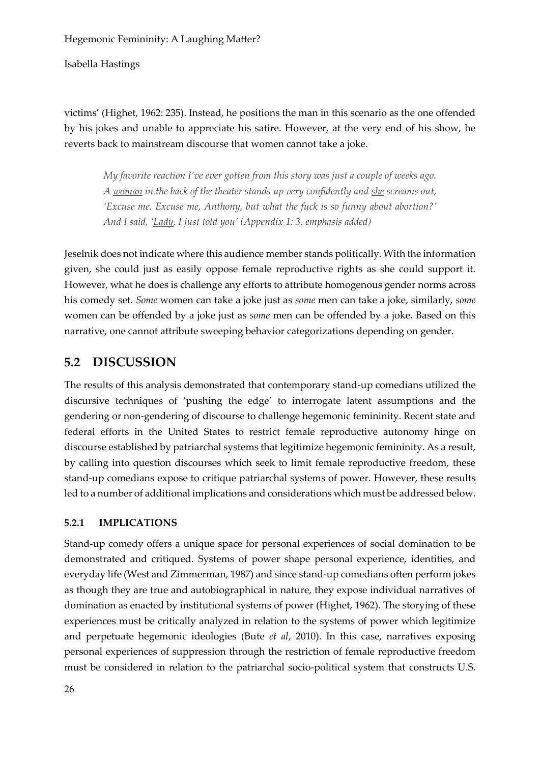victims' (Highet, 1962: 235). Instead, he positions the man in this scenario as the one offended by his jokes and unable to appreciate his satire. However, at the very end of his show, he reverts back to mainstream discourse that women cannot take a joke.

> *My favorite reaction I've ever gotten from this story was just a couple of weeks ago. A <u>woman</u> in the back of the theater stands up very confidently and <u>she</u> screams out, 'Excuse me. Excuse me, Anthony, but what the fuck is so funny about abortion?' And I said, '<u>Lady</u>, I just told you' (Appendix 1: 3, emphasis added)*

Jeselnik does not indicate where this audience member stands politically. With the information given, she could just as easily oppose female reproductive rights as she could support it. However, what he does is challenge any efforts to attribute homogenous gender norms across his comedy set. *Some* women can take a joke just as *some* men can take a joke, similarly, *some* women can be offended by a joke just as *some* men can be offended by a joke. Based on this narrative, one cannot attribute sweeping behavior categorizations depending on gender.

## 5.2 DISCUSSION

The results of this analysis demonstrated that contemporary stand-up comedians utilized the discursive techniques of 'pushing the edge' to interrogate latent assumptions and the gendering or non-gendering of discourse to challenge hegemonic femininity. Recent state and federal efforts in the United States to restrict female reproductive autonomy hinge on discourse established by patriarchal systems that legitimize hegemonic femininity. As a result, by calling into question discourses which seek to limit female reproductive freedom, these stand-up comedians expose to critique patriarchal systems of power. However, these results led to a number of additional implications and considerations which must be addressed below.

### 5.2.1 IMPLICATIONS

Stand-up comedy offers a unique space for personal experiences of social domination to be demonstrated and critiqued. Systems of power shape personal experience, identities, and everyday life (West and Zimmerman, 1987) and since stand-up comedians often perform jokes as though they are true and autobiographical in nature, they expose individual narratives of domination as enacted by institutional systems of power (Highet, 1962). The storying of these experiences must be critically analyzed in relation to the systems of power which legitimize and perpetuate hegemonic ideologies (Bute *et al*, 2010). In this case, narratives exposing personal experiences of suppression through the restriction of female reproductive freedom must be considered in relation to the patriarchal socio-political system that constructs U.S.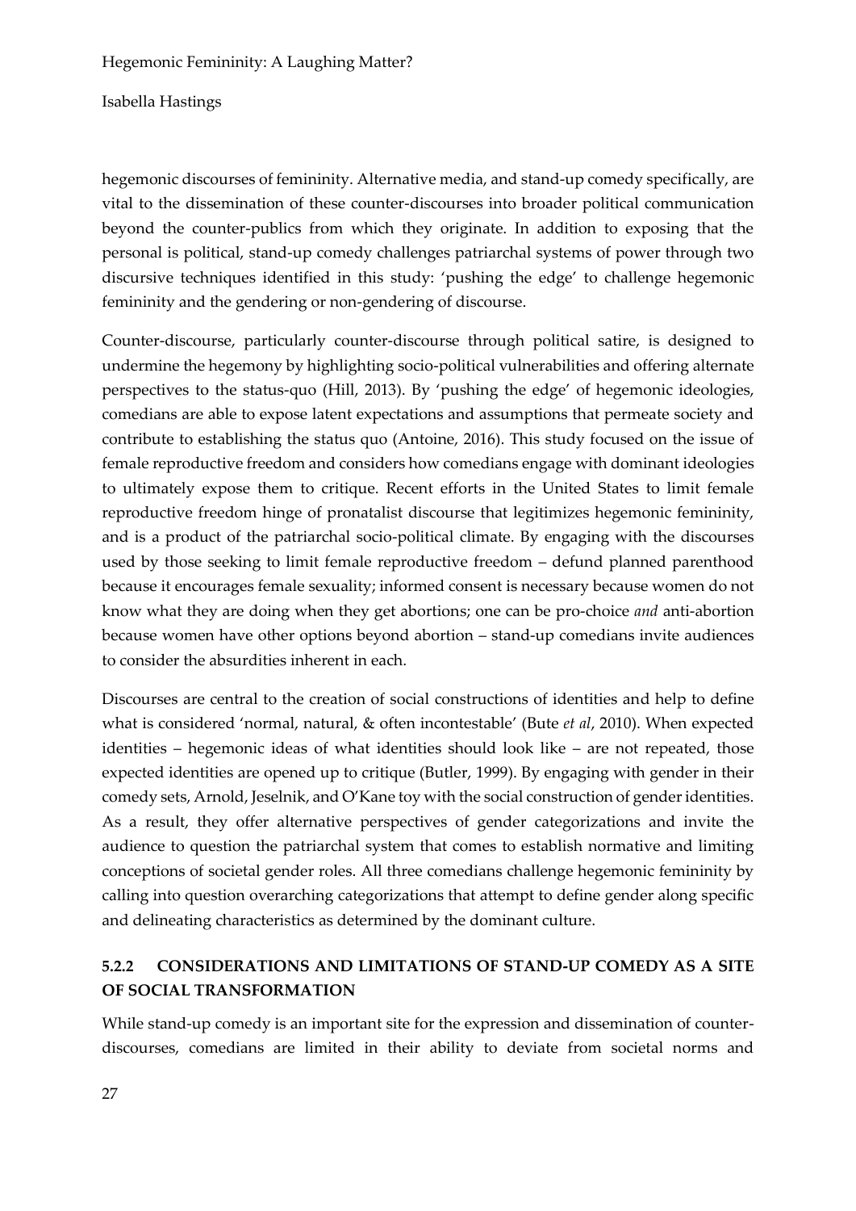hegemonic discourses of femininity. Alternative media, and stand-up comedy specifically, are vital to the dissemination of these counter-discourses into broader political communication beyond the counter-publics from which they originate. In addition to exposing that the personal is political, stand-up comedy challenges patriarchal systems of power through two discursive techniques identified in this study: 'pushing the edge' to challenge hegemonic femininity and the gendering or non-gendering of discourse.

Counter-discourse, particularly counter-discourse through political satire, is designed to undermine the hegemony by highlighting socio-political vulnerabilities and offering alternate perspectives to the status-quo (Hill, 2013). By 'pushing the edge' of hegemonic ideologies, comedians are able to expose latent expectations and assumptions that permeate society and contribute to establishing the status quo (Antoine, 2016). This study focused on the issue of female reproductive freedom and considers how comedians engage with dominant ideologies to ultimately expose them to critique. Recent efforts in the United States to limit female reproductive freedom hinge of pronatalist discourse that legitimizes hegemonic femininity, and is a product of the patriarchal socio-political climate. By engaging with the discourses used by those seeking to limit female reproductive freedom – defund planned parenthood because it encourages female sexuality; informed consent is necessary because women do not know what they are doing when they get abortions; one can be pro-choice *and* anti-abortion because women have other options beyond abortion – stand-up comedians invite audiences to consider the absurdities inherent in each.

Discourses are central to the creation of social constructions of identities and help to define what is considered 'normal, natural, & often incontestable' (Bute *et al*, 2010). When expected identities – hegemonic ideas of what identities should look like – are not repeated, those expected identities are opened up to critique (Butler, 1999). By engaging with gender in their comedy sets, Arnold, Jeselnik, and O'Kane toy with the social construction of gender identities. As a result, they offer alternative perspectives of gender categorizations and invite the audience to question the patriarchal system that comes to establish normative and limiting conceptions of societal gender roles. All three comedians challenge hegemonic femininity by calling into question overarching categorizations that attempt to define gender along specific and delineating characteristics as determined by the dominant culture.

#### 5.2.2 CONSIDERATIONS AND LIMITATIONS OF STAND-UP COMEDY AS A SITE OF SOCIAL TRANSFORMATION

While stand-up comedy is an important site for the expression and dissemination of counter-discourses, comedians are limited in their ability to deviate from societal norms and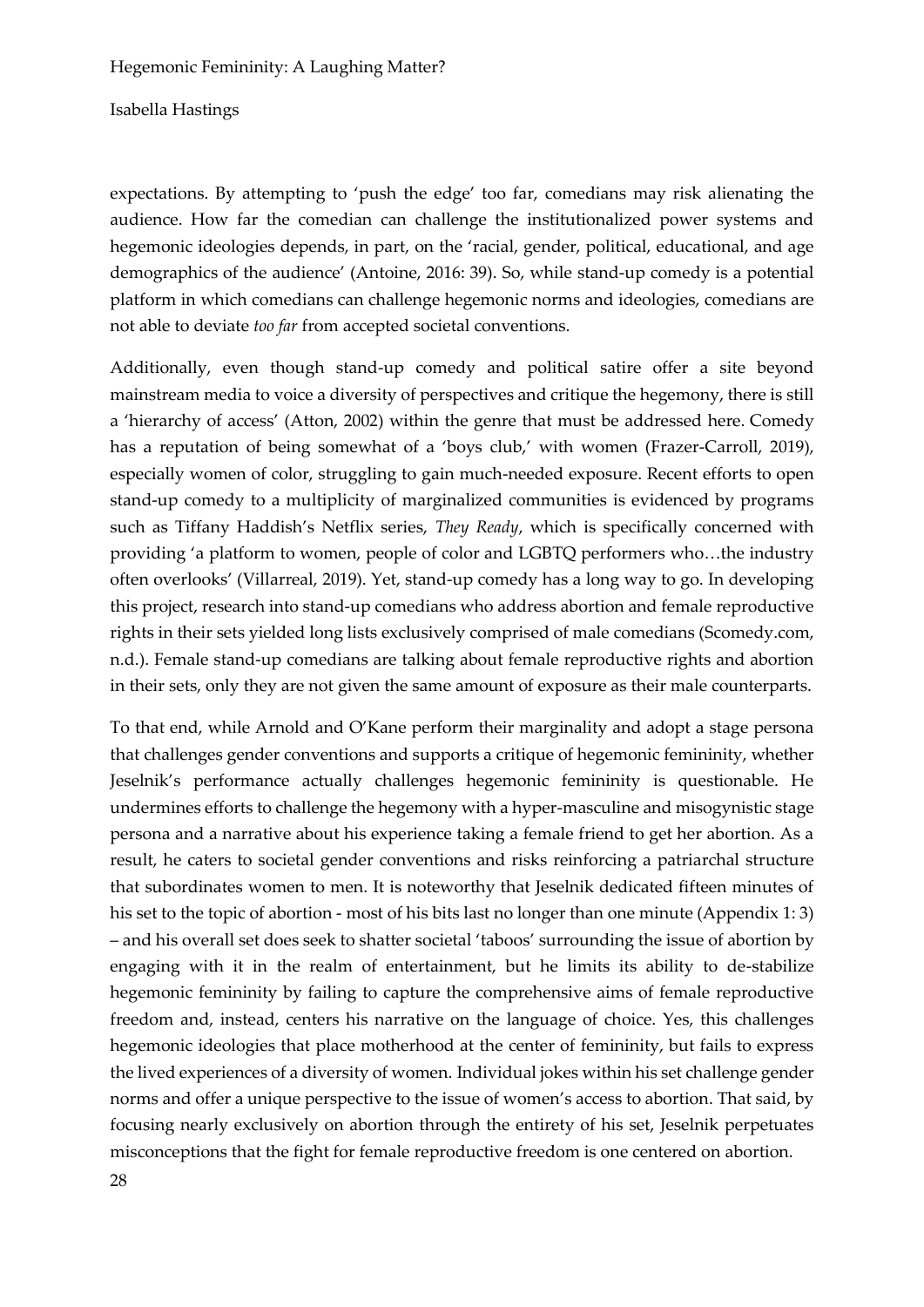expectations. By attempting to 'push the edge' too far, comedians may risk alienating the audience. How far the comedian can challenge the institutionalized power systems and hegemonic ideologies depends, in part, on the 'racial, gender, political, educational, and age demographics of the audience' (Antoine, 2016: 39). So, while stand-up comedy is a potential platform in which comedians can challenge hegemonic norms and ideologies, comedians are not able to deviate *too far* from accepted societal conventions.

Additionally, even though stand-up comedy and political satire offer a site beyond mainstream media to voice a diversity of perspectives and critique the hegemony, there is still a 'hierarchy of access' (Atton, 2002) within the genre that must be addressed here. Comedy has a reputation of being somewhat of a 'boys club,' with women (Frazer-Carroll, 2019), especially women of color, struggling to gain much-needed exposure. Recent efforts to open stand-up comedy to a multiplicity of marginalized communities is evidenced by programs such as Tiffany Haddish's Netflix series, *They Ready*, which is specifically concerned with providing 'a platform to women, people of color and LGBTQ performers who…the industry often overlooks' (Villarreal, 2019). Yet, stand-up comedy has a long way to go. In developing this project, research into stand-up comedians who address abortion and female reproductive rights in their sets yielded long lists exclusively comprised of male comedians (Scomedy.com, n.d.). Female stand-up comedians are talking about female reproductive rights and abortion in their sets, only they are not given the same amount of exposure as their male counterparts.

To that end, while Arnold and O'Kane perform their marginality and adopt a stage persona that challenges gender conventions and supports a critique of hegemonic femininity, whether Jeselnik's performance actually challenges hegemonic femininity is questionable. He undermines efforts to challenge the hegemony with a hyper-masculine and misogynistic stage persona and a narrative about his experience taking a female friend to get her abortion. As a result, he caters to societal gender conventions and risks reinforcing a patriarchal structure that subordinates women to men. It is noteworthy that Jeselnik dedicated fifteen minutes of his set to the topic of abortion - most of his bits last no longer than one minute (Appendix 1: 3) – and his overall set does seek to shatter societal 'taboos' surrounding the issue of abortion by engaging with it in the realm of entertainment, but he limits its ability to de-stabilize hegemonic femininity by failing to capture the comprehensive aims of female reproductive freedom and, instead, centers his narrative on the language of choice. Yes, this challenges hegemonic ideologies that place motherhood at the center of femininity, but fails to express the lived experiences of a diversity of women. Individual jokes within his set challenge gender norms and offer a unique perspective to the issue of women's access to abortion. That said, by focusing nearly exclusively on abortion through the entirety of his set, Jeselnik perpetuates misconceptions that the fight for female reproductive freedom is one centered on abortion.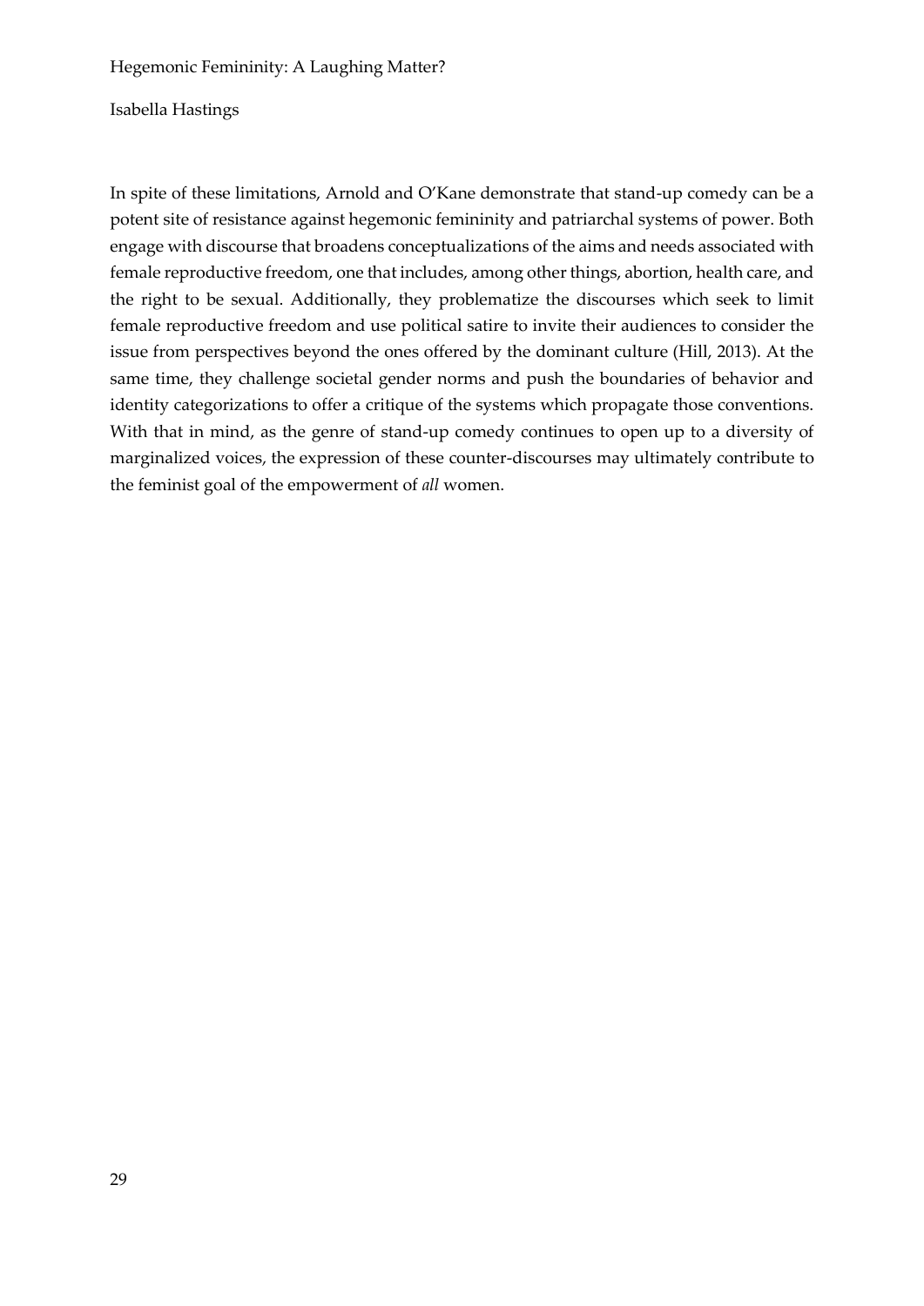In spite of these limitations, Arnold and O'Kane demonstrate that stand-up comedy can be a potent site of resistance against hegemonic femininity and patriarchal systems of power. Both engage with discourse that broadens conceptualizations of the aims and needs associated with female reproductive freedom, one that includes, among other things, abortion, health care, and the right to be sexual. Additionally, they problematize the discourses which seek to limit female reproductive freedom and use political satire to invite their audiences to consider the issue from perspectives beyond the ones offered by the dominant culture (Hill, 2013). At the same time, they challenge societal gender norms and push the boundaries of behavior and identity categorizations to offer a critique of the systems which propagate those conventions. With that in mind, as the genre of stand-up comedy continues to open up to a diversity of marginalized voices, the expression of these counter-discourses may ultimately contribute to the feminist goal of the empowerment of *all* women.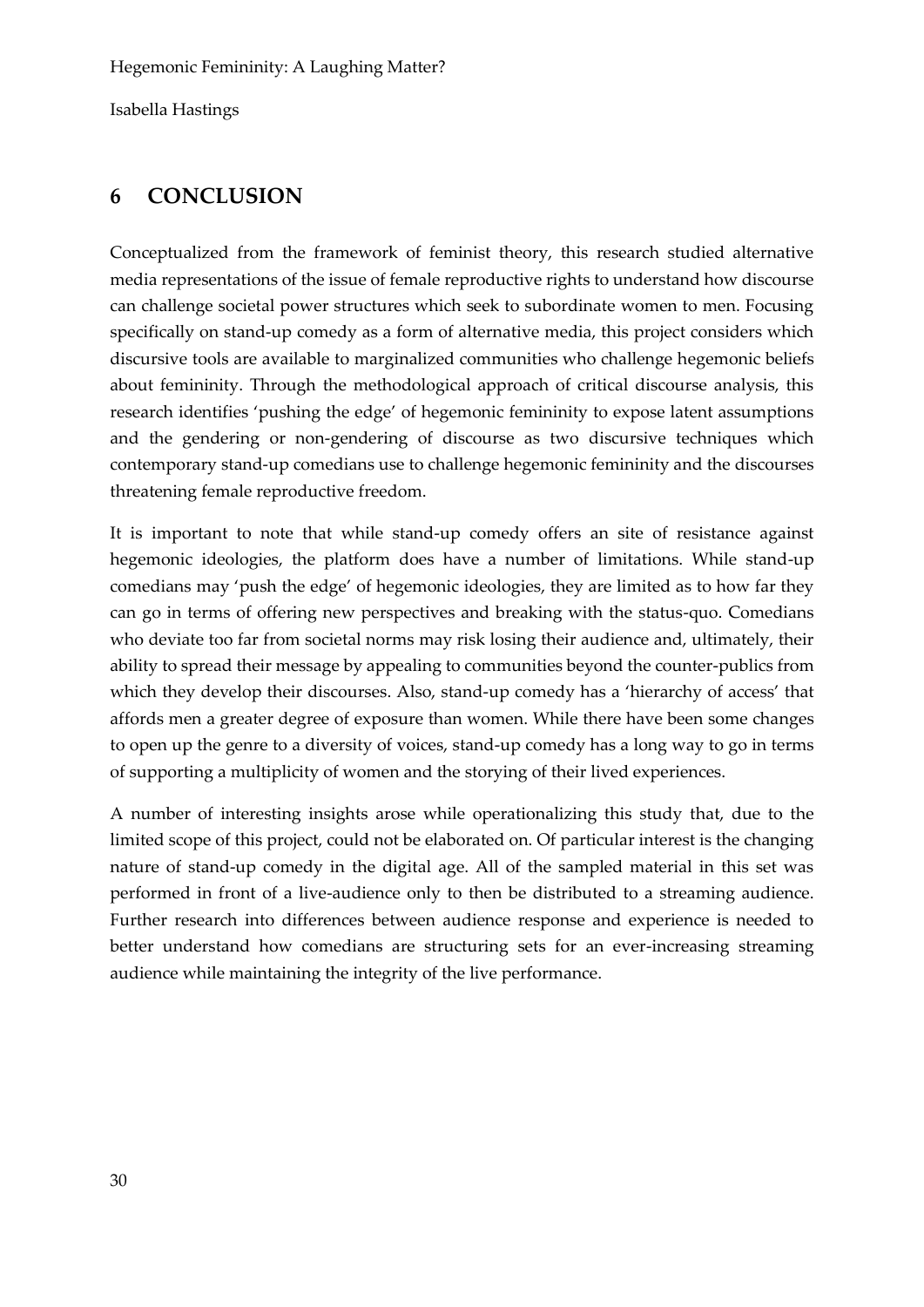# 6 CONCLUSION

Conceptualized from the framework of feminist theory, this research studied alternative media representations of the issue of female reproductive rights to understand how discourse can challenge societal power structures which seek to subordinate women to men. Focusing specifically on stand-up comedy as a form of alternative media, this project considers which discursive tools are available to marginalized communities who challenge hegemonic beliefs about femininity. Through the methodological approach of critical discourse analysis, this research identifies 'pushing the edge' of hegemonic femininity to expose latent assumptions and the gendering or non-gendering of discourse as two discursive techniques which contemporary stand-up comedians use to challenge hegemonic femininity and the discourses threatening female reproductive freedom.

It is important to note that while stand-up comedy offers an site of resistance against hegemonic ideologies, the platform does have a number of limitations. While stand-up comedians may 'push the edge' of hegemonic ideologies, they are limited as to how far they can go in terms of offering new perspectives and breaking with the status-quo. Comedians who deviate too far from societal norms may risk losing their audience and, ultimately, their ability to spread their message by appealing to communities beyond the counter-publics from which they develop their discourses. Also, stand-up comedy has a 'hierarchy of access' that affords men a greater degree of exposure than women. While there have been some changes to open up the genre to a diversity of voices, stand-up comedy has a long way to go in terms of supporting a multiplicity of women and the storying of their lived experiences.

A number of interesting insights arose while operationalizing this study that, due to the limited scope of this project, could not be elaborated on. Of particular interest is the changing nature of stand-up comedy in the digital age. All of the sampled material in this set was performed in front of a live-audience only to then be distributed to a streaming audience. Further research into differences between audience response and experience is needed to better understand how comedians are structuring sets for an ever-increasing streaming audience while maintaining the integrity of the live performance.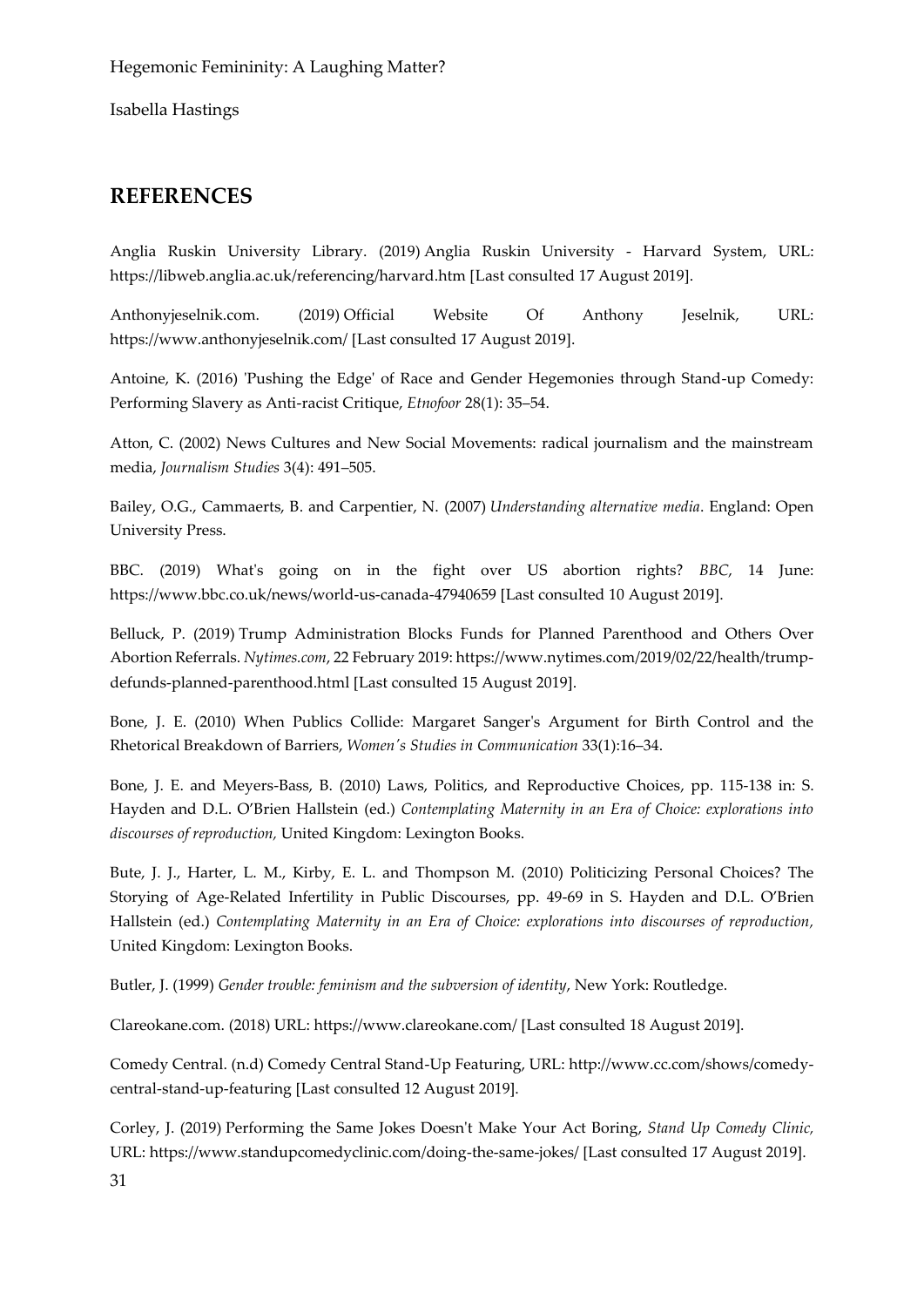## REFERENCES

Anglia Ruskin University Library. (2019) Anglia Ruskin University - Harvard System, URL: https://libweb.anglia.ac.uk/referencing/harvard.htm [Last consulted 17 August 2019].

Anthonyjeselnik.com. (2019) Official Website Of Anthony Jeselnik, URL: https://www.anthonyjeselnik.com/ [Last consulted 17 August 2019].

Antoine, K. (2016) 'Pushing the Edge' of Race and Gender Hegemonies through Stand-up Comedy: Performing Slavery as Anti-racist Critique, *Etnofoor* 28(1): 35–54.

Atton, C. (2002) News Cultures and New Social Movements: radical journalism and the mainstream media, *Journalism Studies* 3(4): 491–505.

Bailey, O.G., Cammaerts, B. and Carpentier, N. (2007) *Understanding alternative media*. England: Open University Press.

BBC. (2019) What's going on in the fight over US abortion rights? *BBC*, 14 June: https://www.bbc.co.uk/news/world-us-canada-47940659 [Last consulted 10 August 2019].

Belluck, P. (2019) Trump Administration Blocks Funds for Planned Parenthood and Others Over Abortion Referrals. *Nytimes.com*, 22 February 2019: https://www.nytimes.com/2019/02/22/health/trump-defunds-planned-parenthood.html [Last consulted 15 August 2019].

Bone, J. E. (2010) When Publics Collide: Margaret Sanger's Argument for Birth Control and the Rhetorical Breakdown of Barriers, *Women's Studies in Communication* 33(1):16–34.

Bone, J. E. and Meyers-Bass, B. (2010) Laws, Politics, and Reproductive Choices, pp. 115-138 in: S. Hayden and D.L. O'Brien Hallstein (ed.) *Contemplating Maternity in an Era of Choice: explorations into discourses of reproduction,* United Kingdom: Lexington Books.

Bute, J. J., Harter, L. M., Kirby, E. L. and Thompson M. (2010) Politicizing Personal Choices? The Storying of Age-Related Infertility in Public Discourses, pp. 49-69 in S. Hayden and D.L. O'Brien Hallstein (ed.) *Contemplating Maternity in an Era of Choice: explorations into discourses of reproduction,* United Kingdom: Lexington Books.

Butler, J. (1999) *Gender trouble: feminism and the subversion of identity*, New York: Routledge.

Clareokane.com. (2018) URL: https://www.clareokane.com/ [Last consulted 18 August 2019].

Comedy Central. (n.d) Comedy Central Stand-Up Featuring, URL: http://www.cc.com/shows/comedy-central-stand-up-featuring [Last consulted 12 August 2019].

Corley, J. (2019) Performing the Same Jokes Doesn't Make Your Act Boring, *Stand Up Comedy Clinic,* URL: https://www.standupcomedyclinic.com/doing-the-same-jokes/ [Last consulted 17 August 2019].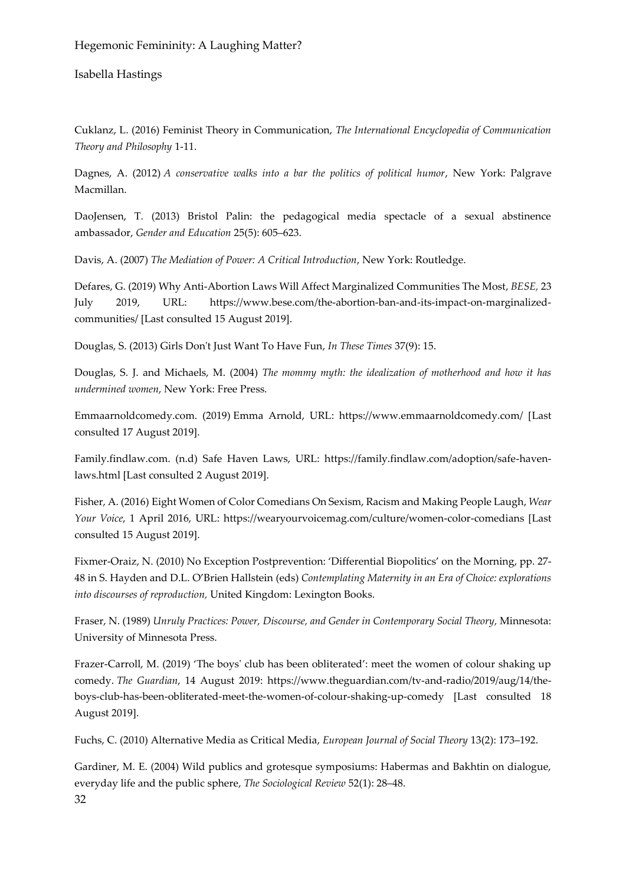Cuklanz, L. (2016) Feminist Theory in Communication, *The International Encyclopedia of Communication Theory and Philosophy* 1-11.

Dagnes, A. (2012) *A conservative walks into a bar the politics of political humor*, New York: Palgrave Macmillan.

DaoJensen, T. (2013) Bristol Palin: the pedagogical media spectacle of a sexual abstinence ambassador, *Gender and Education* 25(5): 605–623.

Davis, A. (2007) *The Mediation of Power: A Critical Introduction*, New York: Routledge.

Defares, G. (2019) Why Anti-Abortion Laws Will Affect Marginalized Communities The Most, *BESE,* 23 July 2019, URL: https://www.bese.com/the-abortion-ban-and-its-impact-on-marginalized-communities/ [Last consulted 15 August 2019].

Douglas, S. (2013) Girls Don't Just Want To Have Fun, *In These Times* 37(9): 15.

Douglas, S. J. and Michaels, M. (2004) *The mommy myth: the idealization of motherhood and how it has undermined women*, New York: Free Press.

Emmaarnoldcomedy.com. (2019) Emma Arnold, URL: https://www.emmaarnoldcomedy.com/ [Last consulted 17 August 2019].

Family.findlaw.com. (n.d) Safe Haven Laws, URL: https://family.findlaw.com/adoption/safe-haven-laws.html [Last consulted 2 August 2019].

Fisher, A. (2016) Eight Women of Color Comedians On Sexism, Racism and Making People Laugh, *Wear Your Voice*, 1 April 2016, URL: https://wearyourvoicemag.com/culture/women-color-comedians [Last consulted 15 August 2019].

Fixmer-Oraiz, N. (2010) No Exception Postprevention: 'Differential Biopolitics' on the Morning, pp. 27-48 in S. Hayden and D.L. O'Brien Hallstein (eds) *Contemplating Maternity in an Era of Choice: explorations into discourses of reproduction,* United Kingdom: Lexington Books.

Fraser, N. (1989) *Unruly Practices: Power, Discourse, and Gender in Contemporary Social Theory*, Minnesota: University of Minnesota Press.

Frazer-Carroll, M. (2019) 'The boys' club has been obliterated': meet the women of colour shaking up comedy. *The Guardian*, 14 August 2019: https://www.theguardian.com/tv-and-radio/2019/aug/14/the-boys-club-has-been-obliterated-meet-the-women-of-colour-shaking-up-comedy [Last consulted 18 August 2019].

Fuchs, C. (2010) Alternative Media as Critical Media, *European Journal of Social Theory* 13(2): 173–192.

Gardiner, M. E. (2004) Wild publics and grotesque symposiums: Habermas and Bakhtin on dialogue, everyday life and the public sphere, *The Sociological Review* 52(1): 28–48.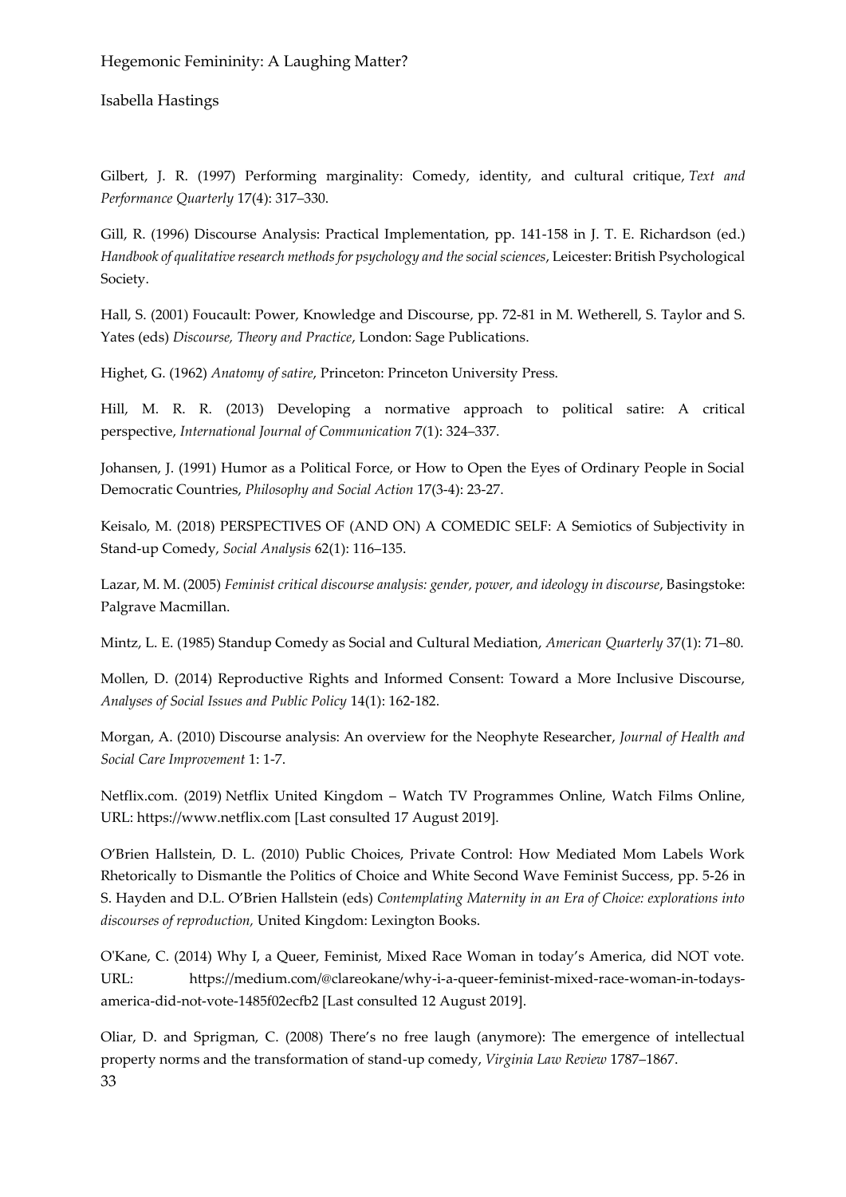Gilbert, J. R. (1997) Performing marginality: Comedy, identity, and cultural critique, *Text and Performance Quarterly* 17(4): 317–330.

Gill, R. (1996) Discourse Analysis: Practical Implementation, pp. 141-158 in J. T. E. Richardson (ed.) *Handbook of qualitative research methods for psychology and the social sciences*, Leicester: British Psychological Society.

Hall, S. (2001) Foucault: Power, Knowledge and Discourse, pp. 72-81 in M. Wetherell, S. Taylor and S. Yates (eds) *Discourse, Theory and Practice*, London: Sage Publications.

Highet, G. (1962) *Anatomy of satire*, Princeton: Princeton University Press.

Hill, M. R. R. (2013) Developing a normative approach to political satire: A critical perspective, *International Journal of Communication* 7(1): 324–337.

Johansen, J. (1991) Humor as a Political Force, or How to Open the Eyes of Ordinary People in Social Democratic Countries, *Philosophy and Social Action* 17(3-4): 23-27.

Keisalo, M. (2018) PERSPECTIVES OF (AND ON) A COMEDIC SELF: A Semiotics of Subjectivity in Stand-up Comedy, *Social Analysis* 62(1): 116–135.

Lazar, M. M. (2005) *Feminist critical discourse analysis: gender, power, and ideology in discourse*, Basingstoke: Palgrave Macmillan.

Mintz, L. E. (1985) Standup Comedy as Social and Cultural Mediation, *American Quarterly* 37(1): 71–80.

Mollen, D. (2014) Reproductive Rights and Informed Consent: Toward a More Inclusive Discourse, *Analyses of Social Issues and Public Policy* 14(1): 162-182.

Morgan, A. (2010) Discourse analysis: An overview for the Neophyte Researcher, *Journal of Health and Social Care Improvement* 1: 1-7.

Netflix.com. (2019) Netflix United Kingdom – Watch TV Programmes Online, Watch Films Online, URL: https://www.netflix.com [Last consulted 17 August 2019].

O'Brien Hallstein, D. L. (2010) Public Choices, Private Control: How Mediated Mom Labels Work Rhetorically to Dismantle the Politics of Choice and White Second Wave Feminist Success, pp. 5-26 in S. Hayden and D.L. O'Brien Hallstein (eds) *Contemplating Maternity in an Era of Choice: explorations into discourses of reproduction,* United Kingdom: Lexington Books.

O'Kane, C. (2014) Why I, a Queer, Feminist, Mixed Race Woman in today's America, did NOT vote. URL: https://medium.com/@clareokane/why-i-a-queer-feminist-mixed-race-woman-in-todays-america-did-not-vote-1485f02ecfb2 [Last consulted 12 August 2019].

Oliar, D. and Sprigman, C. (2008) There's no free laugh (anymore): The emergence of intellectual property norms and the transformation of stand-up comedy, *Virginia Law Review* 1787–1867.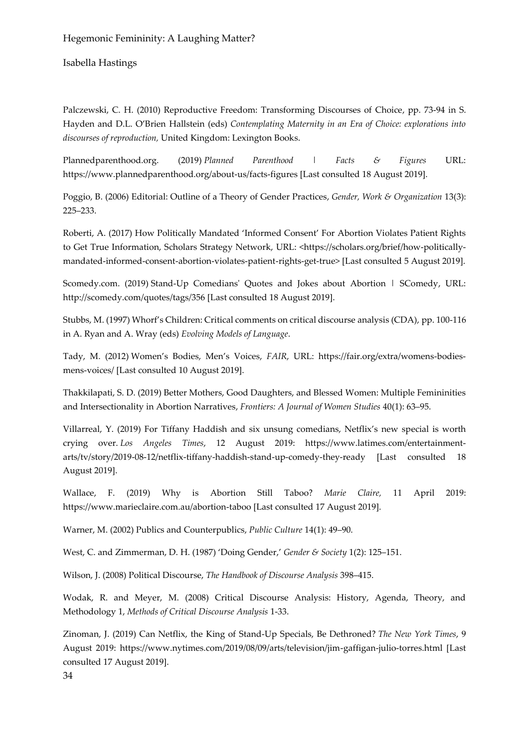Palczewski, C. H. (2010) Reproductive Freedom: Transforming Discourses of Choice, pp. 73-94 in S. Hayden and D.L. O'Brien Hallstein (eds) *Contemplating Maternity in an Era of Choice: explorations into discourses of reproduction,* United Kingdom: Lexington Books.

Plannedparenthood.org. (2019) *Planned Parenthood | Facts & Figures* URL: https://www.plannedparenthood.org/about-us/facts-figures [Last consulted 18 August 2019].

Poggio, B. (2006) Editorial: Outline of a Theory of Gender Practices, *Gender, Work & Organization* 13(3): 225–233.

Roberti, A. (2017) How Politically Mandated 'Informed Consent' For Abortion Violates Patient Rights to Get True Information, Scholars Strategy Network, URL: <https://scholars.org/brief/how-politically-mandated-informed-consent-abortion-violates-patient-rights-get-true> [Last consulted 5 August 2019].

Scomedy.com. (2019) Stand-Up Comedians' Quotes and Jokes about Abortion | SComedy, URL: http://scomedy.com/quotes/tags/356 [Last consulted 18 August 2019].

Stubbs, M. (1997) Whorf's Children: Critical comments on critical discourse analysis (CDA), pp. 100-116 in A. Ryan and A. Wray (eds) *Evolving Models of Language*.

Tady, M. (2012) Women's Bodies, Men's Voices, *FAIR*, URL: https://fair.org/extra/womens-bodies-mens-voices/ [Last consulted 10 August 2019].

Thakkilapati, S. D. (2019) Better Mothers, Good Daughters, and Blessed Women: Multiple Femininities and Intersectionality in Abortion Narratives, *Frontiers: A Journal of Women Studies* 40(1): 63–95.

Villarreal, Y. (2019) For Tiffany Haddish and six unsung comedians, Netflix's new special is worth crying over. *Los Angeles Times*, 12 August 2019: https://www.latimes.com/entertainment-arts/tv/story/2019-08-12/netflix-tiffany-haddish-stand-up-comedy-they-ready [Last consulted 18 August 2019].

Wallace, F. (2019) Why is Abortion Still Taboo? *Marie Claire,* 11 April 2019: https://www.marieclaire.com.au/abortion-taboo [Last consulted 17 August 2019].

Warner, M. (2002) Publics and Counterpublics, *Public Culture* 14(1): 49–90.

West, C. and Zimmerman, D. H. (1987) 'Doing Gender,' *Gender & Society* 1(2): 125–151.

Wilson, J. (2008) Political Discourse, *The Handbook of Discourse Analysis* 398–415.

Wodak, R. and Meyer, M. (2008) Critical Discourse Analysis: History, Agenda, Theory, and Methodology 1, *Methods of Critical Discourse Analysis* 1-33.

Zinoman, J. (2019) Can Netflix, the King of Stand-Up Specials, Be Dethroned? *The New York Times*, 9 August 2019: https://www.nytimes.com/2019/08/09/arts/television/jim-gaffigan-julio-torres.html [Last consulted 17 August 2019].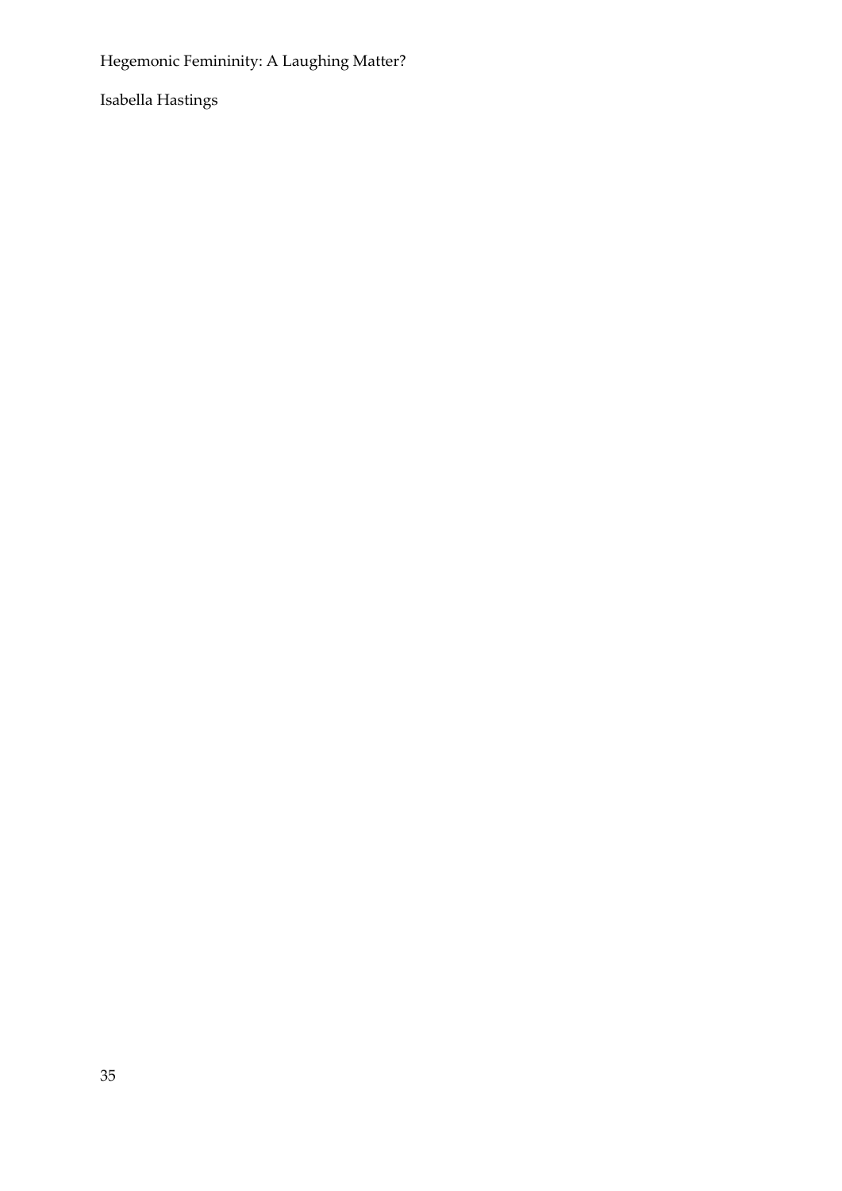Hegemonic Femininity: A Laughing Matter?

Isabella Hastings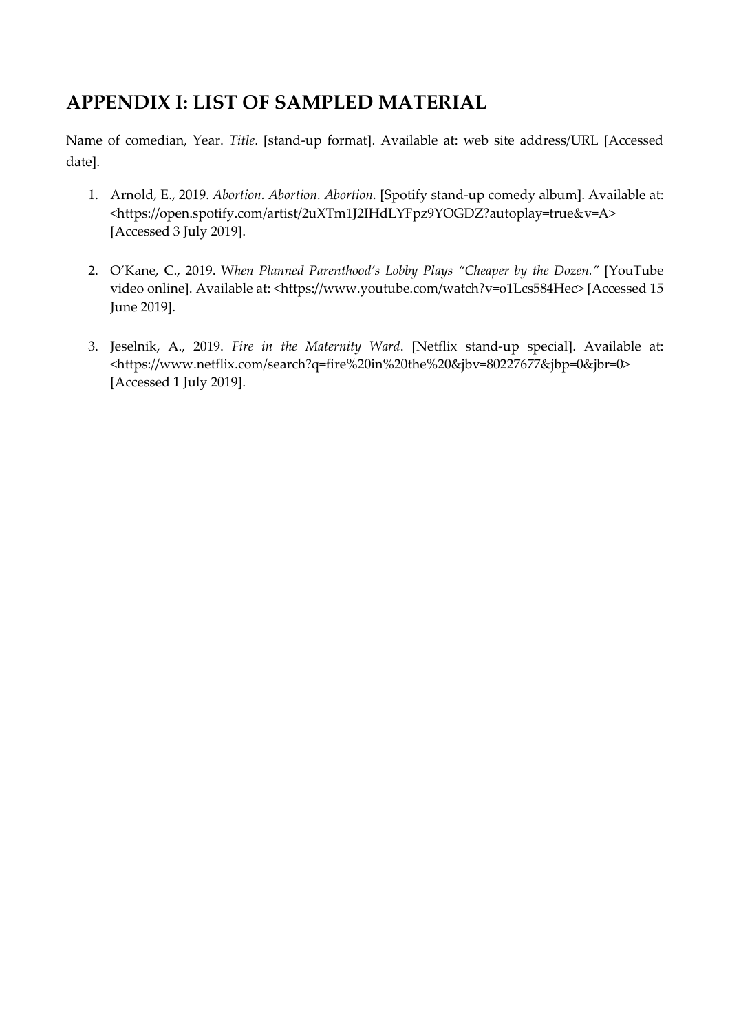## APPENDIX I: LIST OF SAMPLED MATERIAL

Name of comedian, Year. *Title*. [stand-up format]. Available at: web site address/URL [Accessed date].

1. Arnold, E., 2019. *Abortion. Abortion. Abortion.* [Spotify stand-up comedy album]. Available at: <https://open.spotify.com/artist/2uXTm1J2IHdLYFpz9YOGDZ?autoplay=true&v=A> [Accessed 3 July 2019].

2. O'Kane, C., 2019. W*hen Planned Parenthood's Lobby Plays "Cheaper by the Dozen."* [YouTube video online]. Available at: <https://www.youtube.com/watch?v=o1Lcs584Hec> [Accessed 15 June 2019].

3. Jeselnik, A., 2019. *Fire in the Maternity Ward*. [Netflix stand-up special]. Available at: <https://www.netflix.com/search?q=fire%20in%20the%20&jbv=80227677&jbp=0&jbr=0> [Accessed 1 July 2019].